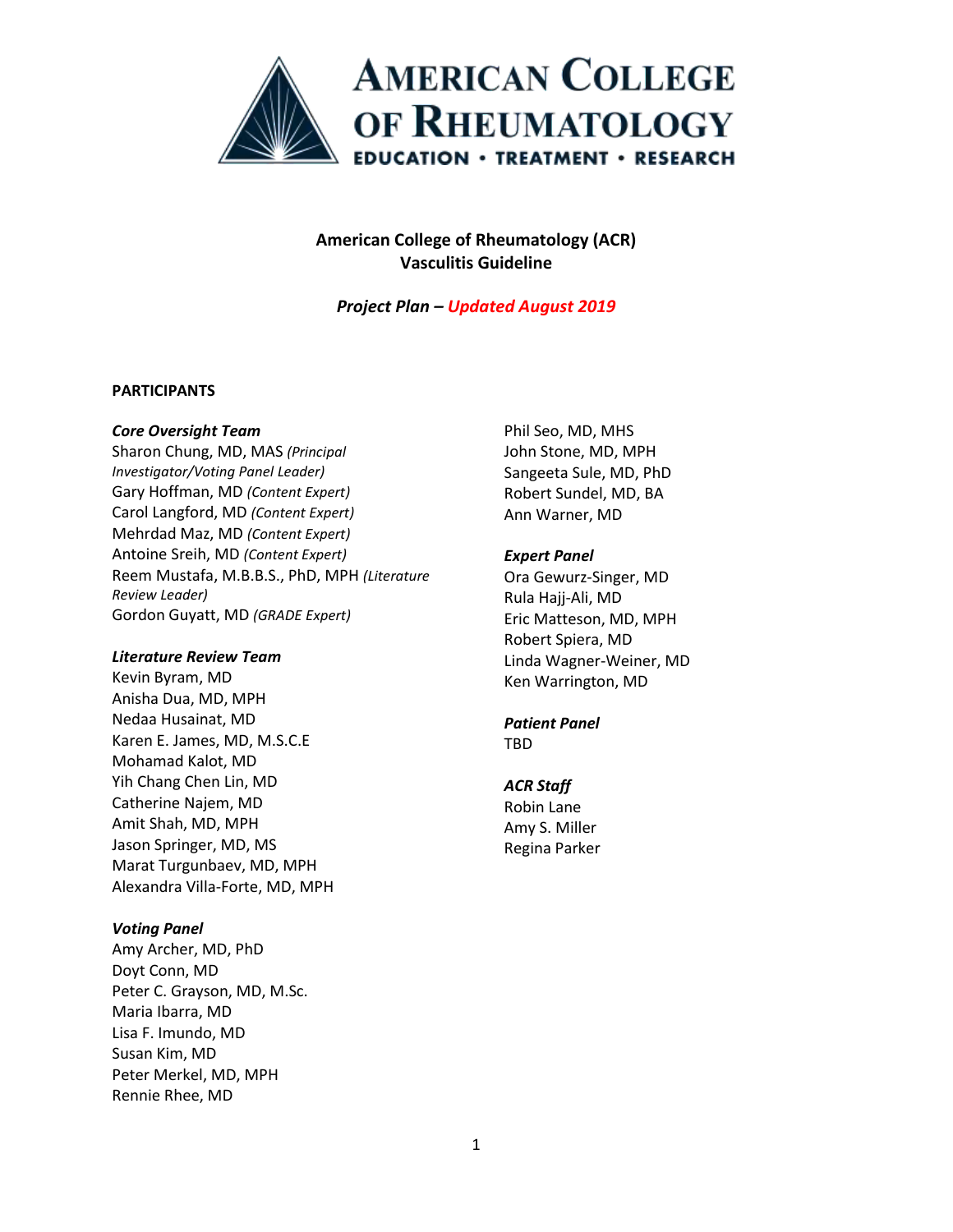AMERICAN COLLEGE OF RHEUMATOLOGY
EDUCATION • TREATMENT • RESEARCH

# American College of Rheumatology (ACR) Vasculitis Guideline

***Project Plan – Updated August 2019***

## PARTICIPANTS

***Core Oversight Team***

Sharon Chung, MD, MAS *(Principal Investigator/Voting Panel Leader)*
Gary Hoffman, MD *(Content Expert)*
Carol Langford, MD *(Content Expert)*
Mehrdad Maz, MD *(Content Expert)*
Antoine Sreih, MD *(Content Expert)*
Reem Mustafa, M.B.B.S., PhD, MPH *(Literature Review Leader)*
Gordon Guyatt, MD *(GRADE Expert)*

***Literature Review Team***

Kevin Byram, MD
Anisha Dua, MD, MPH
Nedaa Husainat, MD
Karen E. James, MD, M.S.C.E
Mohamad Kalot, MD
Yih Chang Chen Lin, MD
Catherine Najem, MD
Amit Shah, MD, MPH
Jason Springer, MD, MS
Marat Turgunbaev, MD, MPH
Alexandra Villa-Forte, MD, MPH

***Voting Panel***

Amy Archer, MD, PhD
Doyt Conn, MD
Peter C. Grayson, MD, M.Sc.
Maria Ibarra, MD
Lisa F. Imundo, MD
Susan Kim, MD
Peter Merkel, MD, MPH
Rennie Rhee, MD
Phil Seo, MD, MHS
John Stone, MD, MPH
Sangeeta Sule, MD, PhD
Robert Sundel, MD, BA
Ann Warner, MD

***Expert Panel***

Ora Gewurz-Singer, MD
Rula Hajj-Ali, MD
Eric Matteson, MD, MPH
Robert Spiera, MD
Linda Wagner-Weiner, MD
Ken Warrington, MD

***Patient Panel***

TBD

***ACR Staff***

Robin Lane
Amy S. Miller
Regina Parker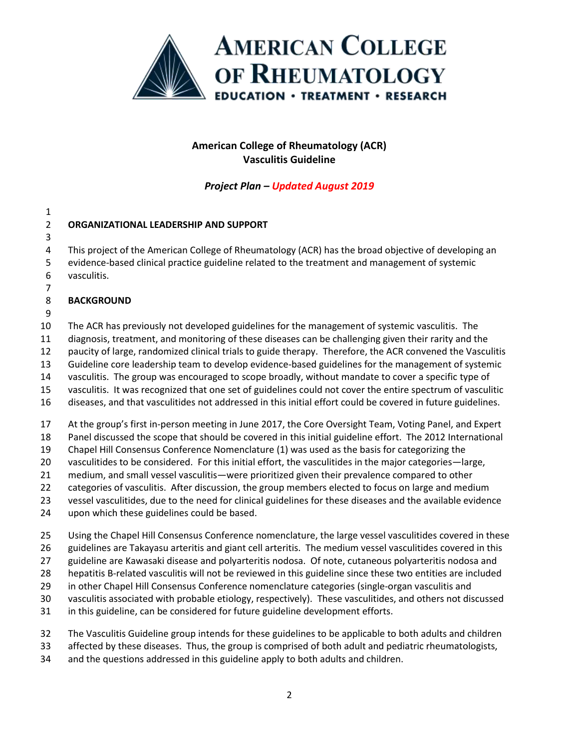# American College of Rheumatology (ACR) Vasculitis Guideline

*Project Plan – Updated August 2019*

## ORGANIZATIONAL LEADERSHIP AND SUPPORT

This project of the American College of Rheumatology (ACR) has the broad objective of developing an evidence-based clinical practice guideline related to the treatment and management of systemic vasculitis.

## BACKGROUND

The ACR has previously not developed guidelines for the management of systemic vasculitis. The diagnosis, treatment, and monitoring of these diseases can be challenging given their rarity and the paucity of large, randomized clinical trials to guide therapy. Therefore, the ACR convened the Vasculitis Guideline core leadership team to develop evidence-based guidelines for the management of systemic vasculitis. The group was encouraged to scope broadly, without mandate to cover a specific type of vasculitis. It was recognized that one set of guidelines could not cover the entire spectrum of vasculitic diseases, and that vasculitides not addressed in this initial effort could be covered in future guidelines.

At the group's first in-person meeting in June 2017, the Core Oversight Team, Voting Panel, and Expert Panel discussed the scope that should be covered in this initial guideline effort. The 2012 International Chapel Hill Consensus Conference Nomenclature (1) was used as the basis for categorizing the vasculitides to be considered. For this initial effort, the vasculitides in the major categories—large, medium, and small vessel vasculitis—were prioritized given their prevalence compared to other categories of vasculitis. After discussion, the group members elected to focus on large and medium vessel vasculitides, due to the need for clinical guidelines for these diseases and the available evidence upon which these guidelines could be based.

Using the Chapel Hill Consensus Conference nomenclature, the large vessel vasculitides covered in these guidelines are Takayasu arteritis and giant cell arteritis. The medium vessel vasculitides covered in this guideline are Kawasaki disease and polyarteritis nodosa. Of note, cutaneous polyarteritis nodosa and hepatitis B-related vasculitis will not be reviewed in this guideline since these two entities are included in other Chapel Hill Consensus Conference nomenclature categories (single-organ vasculitis and vasculitis associated with probable etiology, respectively). These vasculitides, and others not discussed in this guideline, can be considered for future guideline development efforts.

The Vasculitis Guideline group intends for these guidelines to be applicable to both adults and children affected by these diseases. Thus, the group is comprised of both adult and pediatric rheumatologists, and the questions addressed in this guideline apply to both adults and children.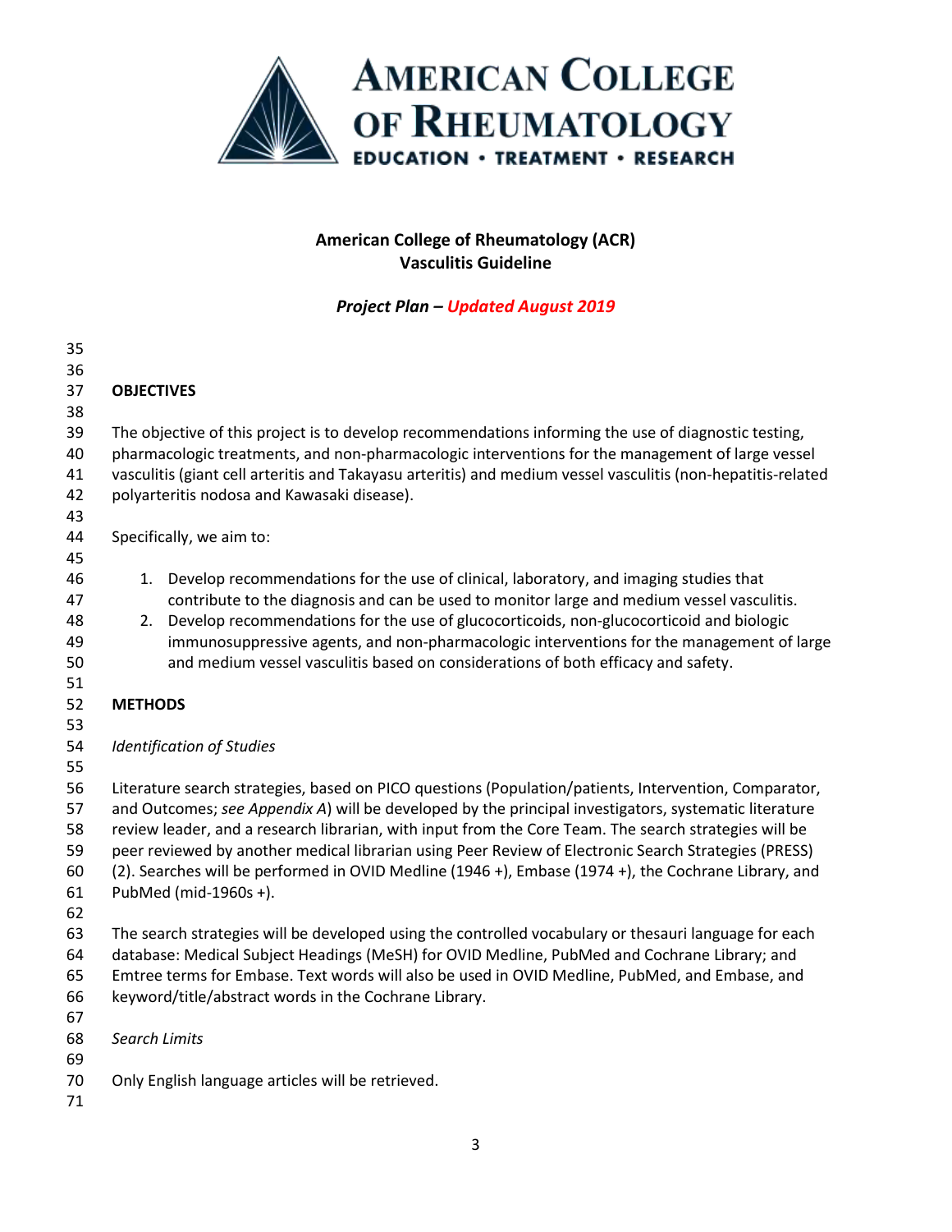# American College of Rheumatology

EDUCATION • TREATMENT • RESEARCH

**American College of Rheumatology (ACR)**
**Vasculitis Guideline**

***Project Plan – Updated August 2019***

## OBJECTIVES

The objective of this project is to develop recommendations informing the use of diagnostic testing, pharmacologic treatments, and non-pharmacologic interventions for the management of large vessel vasculitis (giant cell arteritis and Takayasu arteritis) and medium vessel vasculitis (non-hepatitis-related polyarteritis nodosa and Kawasaki disease).

Specifically, we aim to:

1. Develop recommendations for the use of clinical, laboratory, and imaging studies that contribute to the diagnosis and can be used to monitor large and medium vessel vasculitis.
2. Develop recommendations for the use of glucocorticoids, non-glucocorticoid and biologic immunosuppressive agents, and non-pharmacologic interventions for the management of large and medium vessel vasculitis based on considerations of both efficacy and safety.

## METHODS

*Identification of Studies*

Literature search strategies, based on PICO questions (Population/patients, Intervention, Comparator, and Outcomes; *see Appendix A*) will be developed by the principal investigators, systematic literature review leader, and a research librarian, with input from the Core Team. The search strategies will be peer reviewed by another medical librarian using Peer Review of Electronic Search Strategies (PRESS) (2). Searches will be performed in OVID Medline (1946 +), Embase (1974 +), the Cochrane Library, and PubMed (mid-1960s +).

The search strategies will be developed using the controlled vocabulary or thesauri language for each database: Medical Subject Headings (MeSH) for OVID Medline, PubMed and Cochrane Library; and Emtree terms for Embase. Text words will also be used in OVID Medline, PubMed, and Embase, and keyword/title/abstract words in the Cochrane Library.

*Search Limits*

Only English language articles will be retrieved.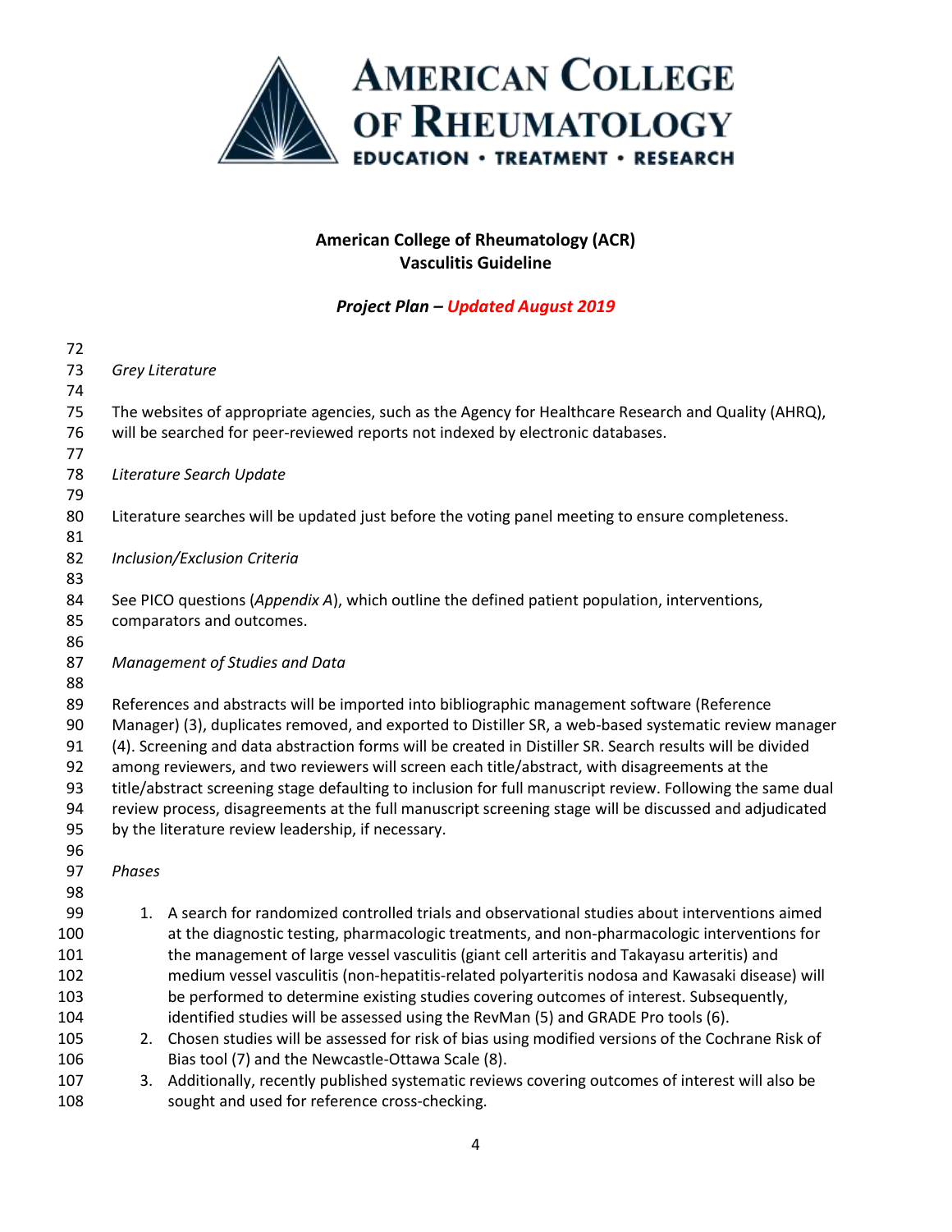*Grey Literature*

The websites of appropriate agencies, such as the Agency for Healthcare Research and Quality (AHRQ), will be searched for peer-reviewed reports not indexed by electronic databases.

*Literature Search Update*

Literature searches will be updated just before the voting panel meeting to ensure completeness.

*Inclusion/Exclusion Criteria*

See PICO questions (*Appendix A*), which outline the defined patient population, interventions, comparators and outcomes.

*Management of Studies and Data*

References and abstracts will be imported into bibliographic management software (Reference Manager) (3), duplicates removed, and exported to Distiller SR, a web-based systematic review manager (4). Screening and data abstraction forms will be created in Distiller SR. Search results will be divided among reviewers, and two reviewers will screen each title/abstract, with disagreements at the title/abstract screening stage defaulting to inclusion for full manuscript review. Following the same dual review process, disagreements at the full manuscript screening stage will be discussed and adjudicated by the literature review leadership, if necessary.

*Phases*

1. A search for randomized controlled trials and observational studies about interventions aimed at the diagnostic testing, pharmacologic treatments, and non-pharmacologic interventions for the management of large vessel vasculitis (giant cell arteritis and Takayasu arteritis) and medium vessel vasculitis (non-hepatitis-related polyarteritis nodosa and Kawasaki disease) will be performed to determine existing studies covering outcomes of interest. Subsequently, identified studies will be assessed using the RevMan (5) and GRADE Pro tools (6).
2. Chosen studies will be assessed for risk of bias using modified versions of the Cochrane Risk of Bias tool (7) and the Newcastle-Ottawa Scale (8).
3. Additionally, recently published systematic reviews covering outcomes of interest will also be sought and used for reference cross-checking.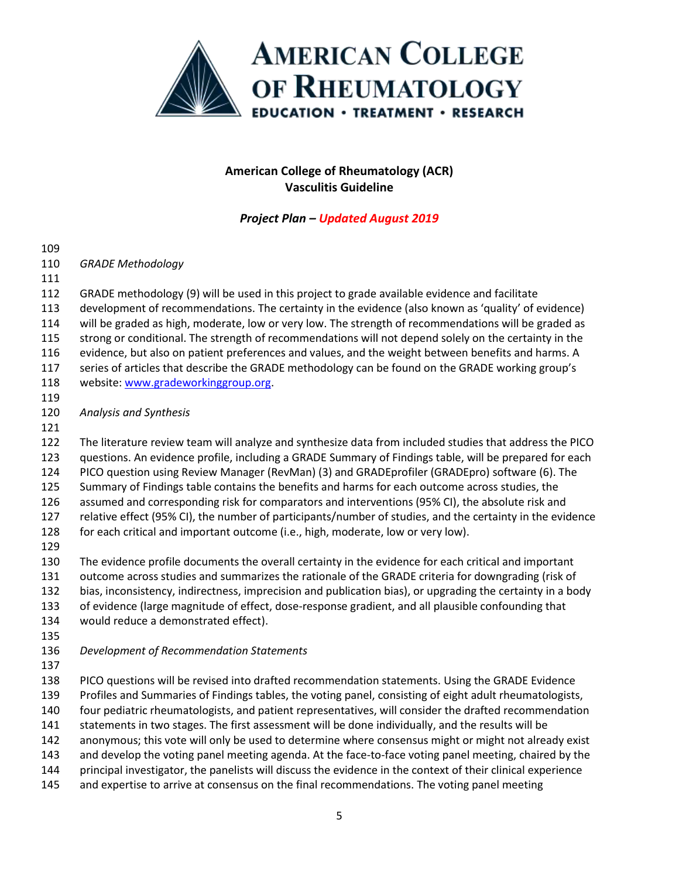*GRADE Methodology*

GRADE methodology (9) will be used in this project to grade available evidence and facilitate development of recommendations. The certainty in the evidence (also known as 'quality' of evidence) will be graded as high, moderate, low or very low. The strength of recommendations will be graded as strong or conditional. The strength of recommendations will not depend solely on the certainty in the evidence, but also on patient preferences and values, and the weight between benefits and harms. A series of articles that describe the GRADE methodology can be found on the GRADE working group's website: www.gradeworkinggroup.org.

*Analysis and Synthesis*

The literature review team will analyze and synthesize data from included studies that address the PICO questions. An evidence profile, including a GRADE Summary of Findings table, will be prepared for each PICO question using Review Manager (RevMan) (3) and GRADEprofiler (GRADEpro) software (6). The Summary of Findings table contains the benefits and harms for each outcome across studies, the assumed and corresponding risk for comparators and interventions (95% CI), the absolute risk and relative effect (95% CI), the number of participants/number of studies, and the certainty in the evidence for each critical and important outcome (i.e., high, moderate, low or very low).

The evidence profile documents the overall certainty in the evidence for each critical and important outcome across studies and summarizes the rationale of the GRADE criteria for downgrading (risk of bias, inconsistency, indirectness, imprecision and publication bias), or upgrading the certainty in a body of evidence (large magnitude of effect, dose-response gradient, and all plausible confounding that would reduce a demonstrated effect).

*Development of Recommendation Statements*

PICO questions will be revised into drafted recommendation statements. Using the GRADE Evidence Profiles and Summaries of Findings tables, the voting panel, consisting of eight adult rheumatologists, four pediatric rheumatologists, and patient representatives, will consider the drafted recommendation statements in two stages. The first assessment will be done individually, and the results will be anonymous; this vote will only be used to determine where consensus might or might not already exist and develop the voting panel meeting agenda. At the face-to-face voting panel meeting, chaired by the principal investigator, the panelists will discuss the evidence in the context of their clinical experience and expertise to arrive at consensus on the final recommendations. The voting panel meeting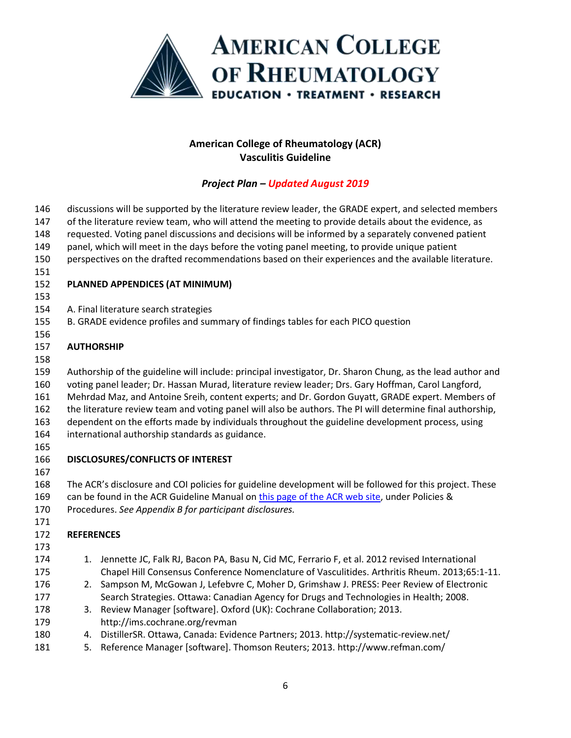discussions will be supported by the literature review leader, the GRADE expert, and selected members of the literature review team, who will attend the meeting to provide details about the evidence, as requested. Voting panel discussions and decisions will be informed by a separately convened patient panel, which will meet in the days before the voting panel meeting, to provide unique patient perspectives on the drafted recommendations based on their experiences and the available literature.

## PLANNED APPENDICES (AT MINIMUM)

A. Final literature search strategies
B. GRADE evidence profiles and summary of findings tables for each PICO question

## AUTHORSHIP

Authorship of the guideline will include: principal investigator, Dr. Sharon Chung, as the lead author and voting panel leader; Dr. Hassan Murad, literature review leader; Drs. Gary Hoffman, Carol Langford, Mehrdad Maz, and Antoine Sreih, content experts; and Dr. Gordon Guyatt, GRADE expert. Members of the literature review team and voting panel will also be authors. The PI will determine final authorship, dependent on the efforts made by individuals throughout the guideline development process, using international authorship standards as guidance.

## DISCLOSURES/CONFLICTS OF INTEREST

The ACR's disclosure and COI policies for guideline development will be followed for this project. These can be found in the ACR Guideline Manual on this page of the ACR web site, under Policies & Procedures. *See Appendix B for participant disclosures.*

## REFERENCES

1. Jennette JC, Falk RJ, Bacon PA, Basu N, Cid MC, Ferrario F, et al. 2012 revised International Chapel Hill Consensus Conference Nomenclature of Vasculitides. Arthritis Rheum. 2013;65:1-11.
2. Sampson M, McGowan J, Lefebvre C, Moher D, Grimshaw J. PRESS: Peer Review of Electronic Search Strategies. Ottawa: Canadian Agency for Drugs and Technologies in Health; 2008.
3. Review Manager [software]. Oxford (UK): Cochrane Collaboration; 2013. http://ims.cochrane.org/revman
4. DistillerSR. Ottawa, Canada: Evidence Partners; 2013. http://systematic-review.net/
5. Reference Manager [software]. Thomson Reuters; 2013. http://www.refman.com/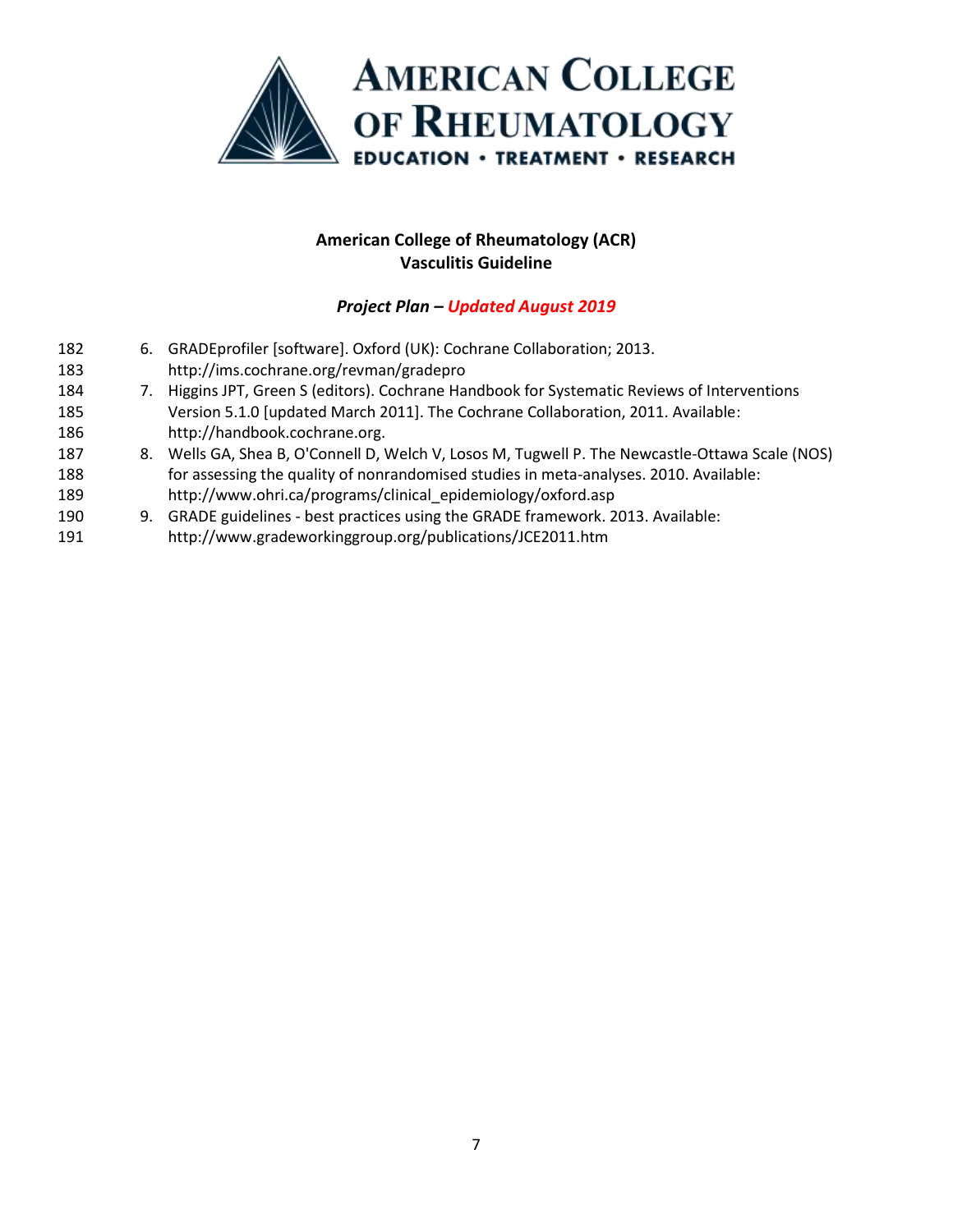6. GRADEprofiler [software]. Oxford (UK): Cochrane Collaboration; 2013. http://ims.cochrane.org/revman/gradepro
7. Higgins JPT, Green S (editors). Cochrane Handbook for Systematic Reviews of Interventions Version 5.1.0 [updated March 2011]. The Cochrane Collaboration, 2011. Available: http://handbook.cochrane.org.
8. Wells GA, Shea B, O'Connell D, Welch V, Losos M, Tugwell P. The Newcastle-Ottawa Scale (NOS) for assessing the quality of nonrandomised studies in meta-analyses. 2010. Available: http://www.ohri.ca/programs/clinical_epidemiology/oxford.asp
9. GRADE guidelines - best practices using the GRADE framework. 2013. Available: http://www.gradeworkinggroup.org/publications/JCE2011.htm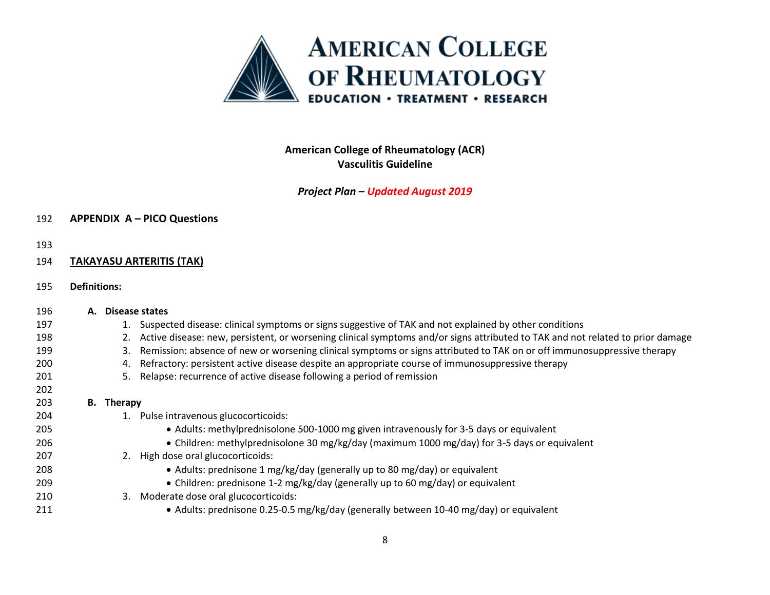**American College of Rheumatology (ACR)**
**Vasculitis Guideline**

***Project Plan – Updated August 2019***

## APPENDIX A – PICO Questions

### TAKAYASU ARTERITIS (TAK)

**Definitions:**

**A. Disease states**

1. Suspected disease: clinical symptoms or signs suggestive of TAK and not explained by other conditions
2. Active disease: new, persistent, or worsening clinical symptoms and/or signs attributed to TAK and not related to prior damage
3. Remission: absence of new or worsening clinical symptoms or signs attributed to TAK on or off immunosuppressive therapy
4. Refractory: persistent active disease despite an appropriate course of immunosuppressive therapy
5. Relapse: recurrence of active disease following a period of remission

**B. Therapy**

1. Pulse intravenous glucocorticoids:
    - Adults: methylprednisolone 500-1000 mg given intravenously for 3-5 days or equivalent
    - Children: methylprednisolone 30 mg/kg/day (maximum 1000 mg/day) for 3-5 days or equivalent
2. High dose oral glucocorticoids:
    - Adults: prednisone 1 mg/kg/day (generally up to 80 mg/day) or equivalent
    - Children: prednisone 1-2 mg/kg/day (generally up to 60 mg/day) or equivalent
3. Moderate dose oral glucocorticoids:
    - Adults: prednisone 0.25-0.5 mg/kg/day (generally between 10-40 mg/day) or equivalent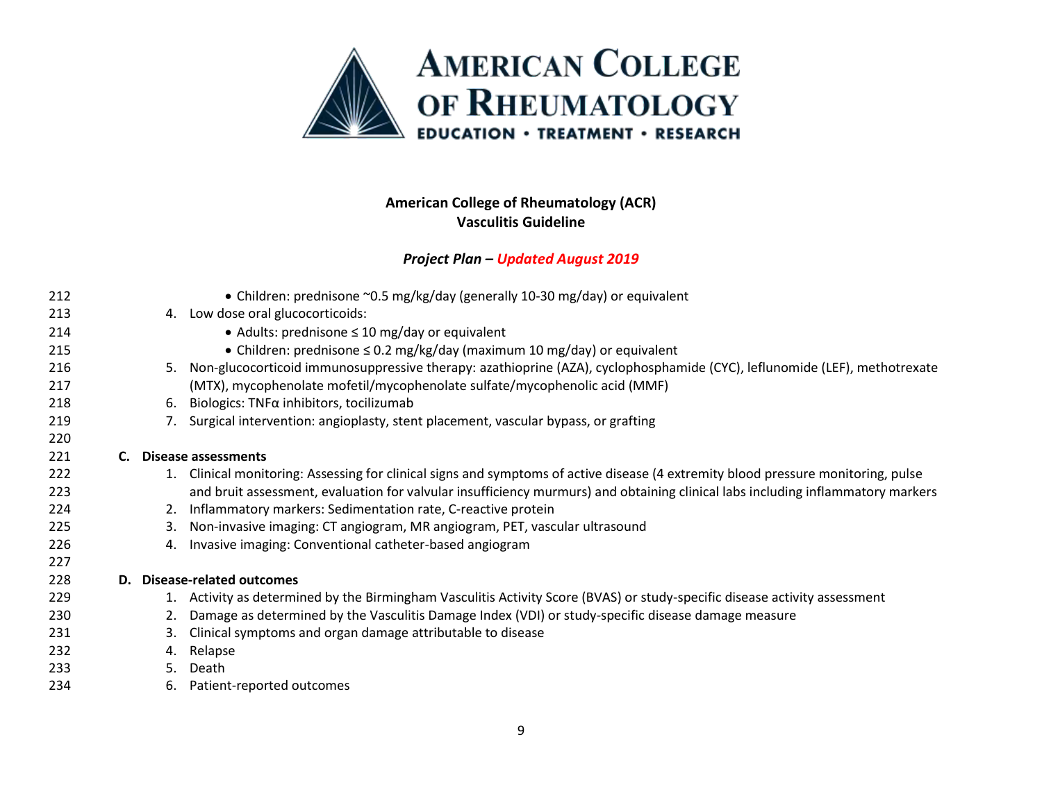- Children: prednisone ~0.5 mg/kg/day (generally 10-30 mg/day) or equivalent

4. Low dose oral glucocorticoids:
   - Adults: prednisone ≤ 10 mg/day or equivalent
   - Children: prednisone ≤ 0.2 mg/kg/day (maximum 10 mg/day) or equivalent
5. Non-glucocorticoid immunosuppressive therapy: azathioprine (AZA), cyclophosphamide (CYC), leflunomide (LEF), methotrexate (MTX), mycophenolate mofetil/mycophenolate sulfate/mycophenolic acid (MMF)
6. Biologics: TNFα inhibitors, tocilizumab
7. Surgical intervention: angioplasty, stent placement, vascular bypass, or grafting

**C. Disease assessments**

1. Clinical monitoring: Assessing for clinical signs and symptoms of active disease (4 extremity blood pressure monitoring, pulse and bruit assessment, evaluation for valvular insufficiency murmurs) and obtaining clinical labs including inflammatory markers
2. Inflammatory markers: Sedimentation rate, C-reactive protein
3. Non-invasive imaging: CT angiogram, MR angiogram, PET, vascular ultrasound
4. Invasive imaging: Conventional catheter-based angiogram

**D. Disease-related outcomes**

1. Activity as determined by the Birmingham Vasculitis Activity Score (BVAS) or study-specific disease activity assessment
2. Damage as determined by the Vasculitis Damage Index (VDI) or study-specific disease damage measure
3. Clinical symptoms and organ damage attributable to disease
4. Relapse
5. Death
6. Patient-reported outcomes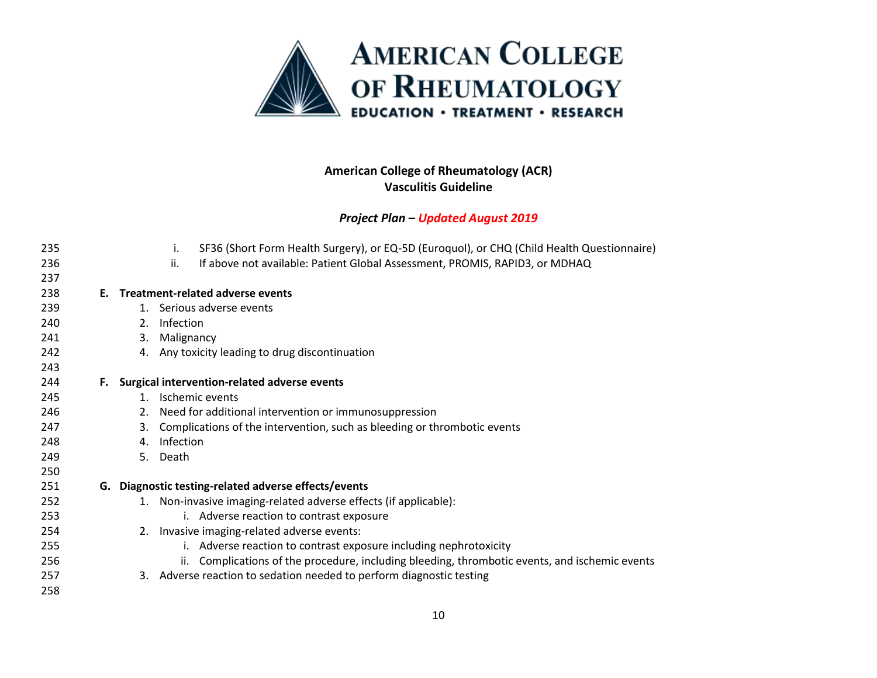i. SF36 (Short Form Health Surgery), or EQ-5D (Euroquol), or CHQ (Child Health Questionnaire)
ii. If above not available: Patient Global Assessment, PROMIS, RAPID3, or MDHAQ

**E. Treatment-related adverse events**

1. Serious adverse events
2. Infection
3. Malignancy
4. Any toxicity leading to drug discontinuation

**F. Surgical intervention-related adverse events**

1. Ischemic events
2. Need for additional intervention or immunosuppression
3. Complications of the intervention, such as bleeding or thrombotic events
4. Infection
5. Death

**G. Diagnostic testing-related adverse effects/events**

1. Non-invasive imaging-related adverse effects (if applicable):
   i. Adverse reaction to contrast exposure
2. Invasive imaging-related adverse events:
   i. Adverse reaction to contrast exposure including nephrotoxicity
   ii. Complications of the procedure, including bleeding, thrombotic events, and ischemic events
3. Adverse reaction to sedation needed to perform diagnostic testing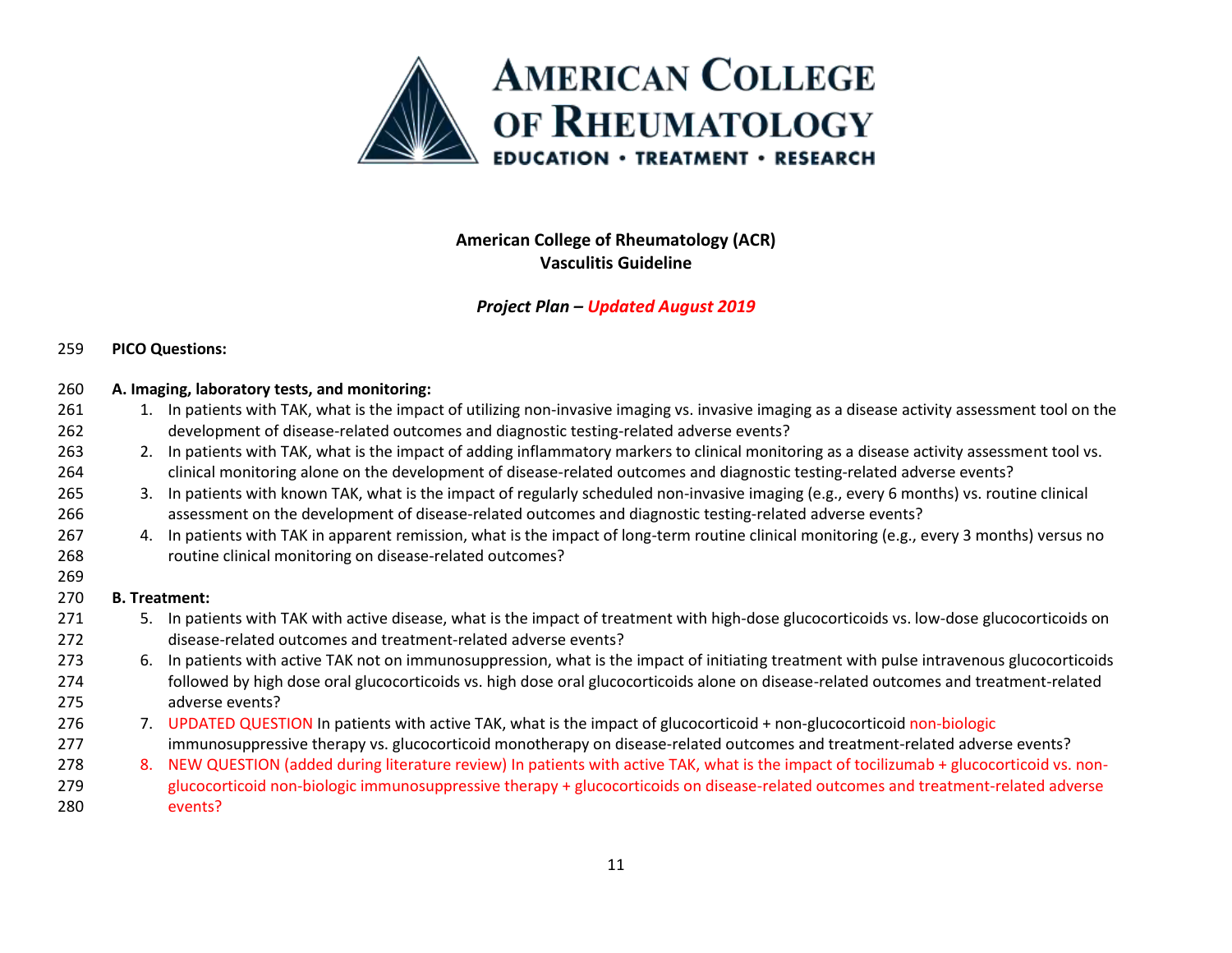**American College of Rheumatology (ACR)**
**Vasculitis Guideline**

***Project Plan – Updated August 2019***

**PICO Questions:**

**A. Imaging, laboratory tests, and monitoring:**

1. In patients with TAK, what is the impact of utilizing non-invasive imaging vs. invasive imaging as a disease activity assessment tool on the development of disease-related outcomes and diagnostic testing-related adverse events?
2. In patients with TAK, what is the impact of adding inflammatory markers to clinical monitoring as a disease activity assessment tool vs. clinical monitoring alone on the development of disease-related outcomes and diagnostic testing-related adverse events?
3. In patients with known TAK, what is the impact of regularly scheduled non-invasive imaging (e.g., every 6 months) vs. routine clinical assessment on the development of disease-related outcomes and diagnostic testing-related adverse events?
4. In patients with TAK in apparent remission, what is the impact of long-term routine clinical monitoring (e.g., every 3 months) versus no routine clinical monitoring on disease-related outcomes?

**B. Treatment:**

5. In patients with TAK with active disease, what is the impact of treatment with high-dose glucocorticoids vs. low-dose glucocorticoids on disease-related outcomes and treatment-related adverse events?
6. In patients with active TAK not on immunosuppression, what is the impact of initiating treatment with pulse intravenous glucocorticoids followed by high dose oral glucocorticoids vs. high dose oral glucocorticoids alone on disease-related outcomes and treatment-related adverse events?
7. UPDATED QUESTION In patients with active TAK, what is the impact of glucocorticoid + non-glucocorticoid non-biologic immunosuppressive therapy vs. glucocorticoid monotherapy on disease-related outcomes and treatment-related adverse events?
8. NEW QUESTION (added during literature review) In patients with active TAK, what is the impact of tocilizumab + glucocorticoid vs. non-glucocorticoid non-biologic immunosuppressive therapy + glucocorticoids on disease-related outcomes and treatment-related adverse events?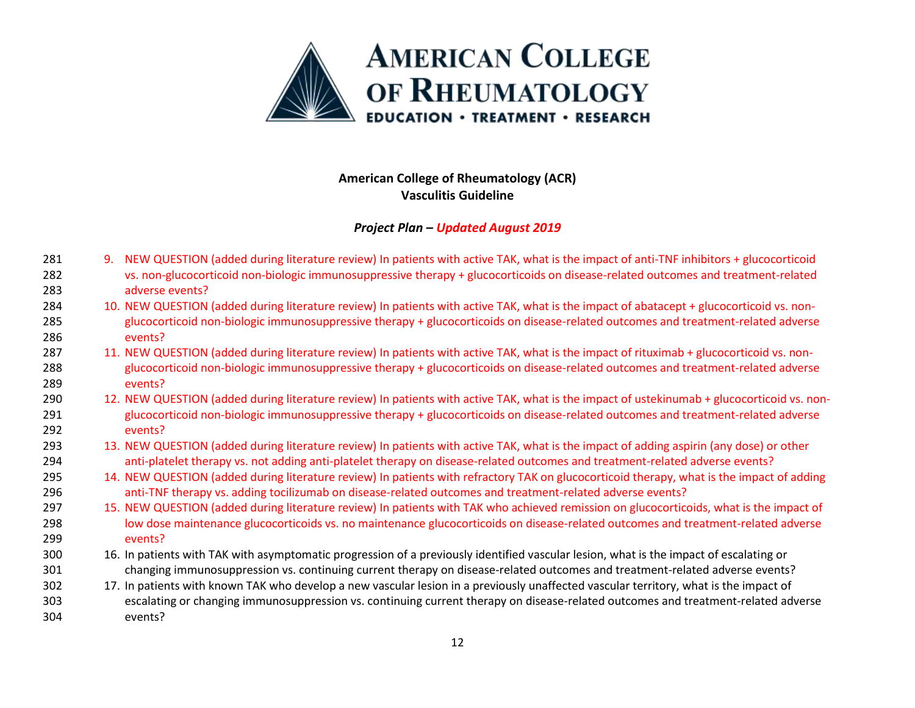9. NEW QUESTION (added during literature review) In patients with active TAK, what is the impact of anti-TNF inhibitors + glucocorticoid vs. non-glucocorticoid non-biologic immunosuppressive therapy + glucocorticoids on disease-related outcomes and treatment-related adverse events?
10. NEW QUESTION (added during literature review) In patients with active TAK, what is the impact of abatacept + glucocorticoid vs. non-glucocorticoid non-biologic immunosuppressive therapy + glucocorticoids on disease-related outcomes and treatment-related adverse events?
11. NEW QUESTION (added during literature review) In patients with active TAK, what is the impact of rituximab + glucocorticoid vs. non-glucocorticoid non-biologic immunosuppressive therapy + glucocorticoids on disease-related outcomes and treatment-related adverse events?
12. NEW QUESTION (added during literature review) In patients with active TAK, what is the impact of ustekinumab + glucocorticoid vs. non-glucocorticoid non-biologic immunosuppressive therapy + glucocorticoids on disease-related outcomes and treatment-related adverse events?
13. NEW QUESTION (added during literature review) In patients with active TAK, what is the impact of adding aspirin (any dose) or other anti-platelet therapy vs. not adding anti-platelet therapy on disease-related outcomes and treatment-related adverse events?
14. NEW QUESTION (added during literature review) In patients with refractory TAK on glucocorticoid therapy, what is the impact of adding anti-TNF therapy vs. adding tocilizumab on disease-related outcomes and treatment-related adverse events?
15. NEW QUESTION (added during literature review) In patients with TAK who achieved remission on glucocorticoids, what is the impact of low dose maintenance glucocorticoids vs. no maintenance glucocorticoids on disease-related outcomes and treatment-related adverse events?
16. In patients with TAK with asymptomatic progression of a previously identified vascular lesion, what is the impact of escalating or changing immunosuppression vs. continuing current therapy on disease-related outcomes and treatment-related adverse events?
17. In patients with known TAK who develop a new vascular lesion in a previously unaffected vascular territory, what is the impact of escalating or changing immunosuppression vs. continuing current therapy on disease-related outcomes and treatment-related adverse events?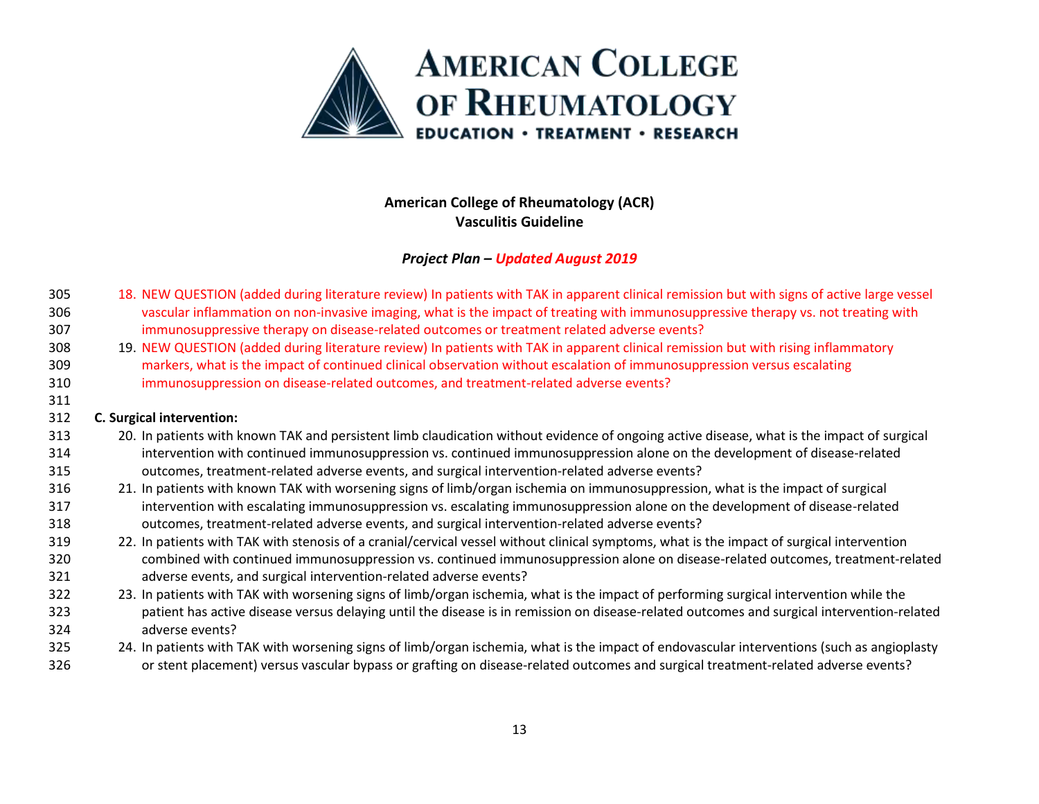18. NEW QUESTION (added during literature review) In patients with TAK in apparent clinical remission but with signs of active large vessel vascular inflammation on non-invasive imaging, what is the impact of treating with immunosuppressive therapy vs. not treating with immunosuppressive therapy on disease-related outcomes or treatment related adverse events?
19. NEW QUESTION (added during literature review) In patients with TAK in apparent clinical remission but with rising inflammatory markers, what is the impact of continued clinical observation without escalation of immunosuppression versus escalating immunosuppression on disease-related outcomes, and treatment-related adverse events?

**C. Surgical intervention:**

20. In patients with known TAK and persistent limb claudication without evidence of ongoing active disease, what is the impact of surgical intervention with continued immunosuppression vs. continued immunosuppression alone on the development of disease-related outcomes, treatment-related adverse events, and surgical intervention-related adverse events?
21. In patients with known TAK with worsening signs of limb/organ ischemia on immunosuppression, what is the impact of surgical intervention with escalating immunosuppression vs. escalating immunosuppression alone on the development of disease-related outcomes, treatment-related adverse events, and surgical intervention-related adverse events?
22. In patients with TAK with stenosis of a cranial/cervical vessel without clinical symptoms, what is the impact of surgical intervention combined with continued immunosuppression vs. continued immunosuppression alone on disease-related outcomes, treatment-related adverse events, and surgical intervention-related adverse events?
23. In patients with TAK with worsening signs of limb/organ ischemia, what is the impact of performing surgical intervention while the patient has active disease versus delaying until the disease is in remission on disease-related outcomes and surgical intervention-related adverse events?
24. In patients with TAK with worsening signs of limb/organ ischemia, what is the impact of endovascular interventions (such as angioplasty or stent placement) versus vascular bypass or grafting on disease-related outcomes and surgical treatment-related adverse events?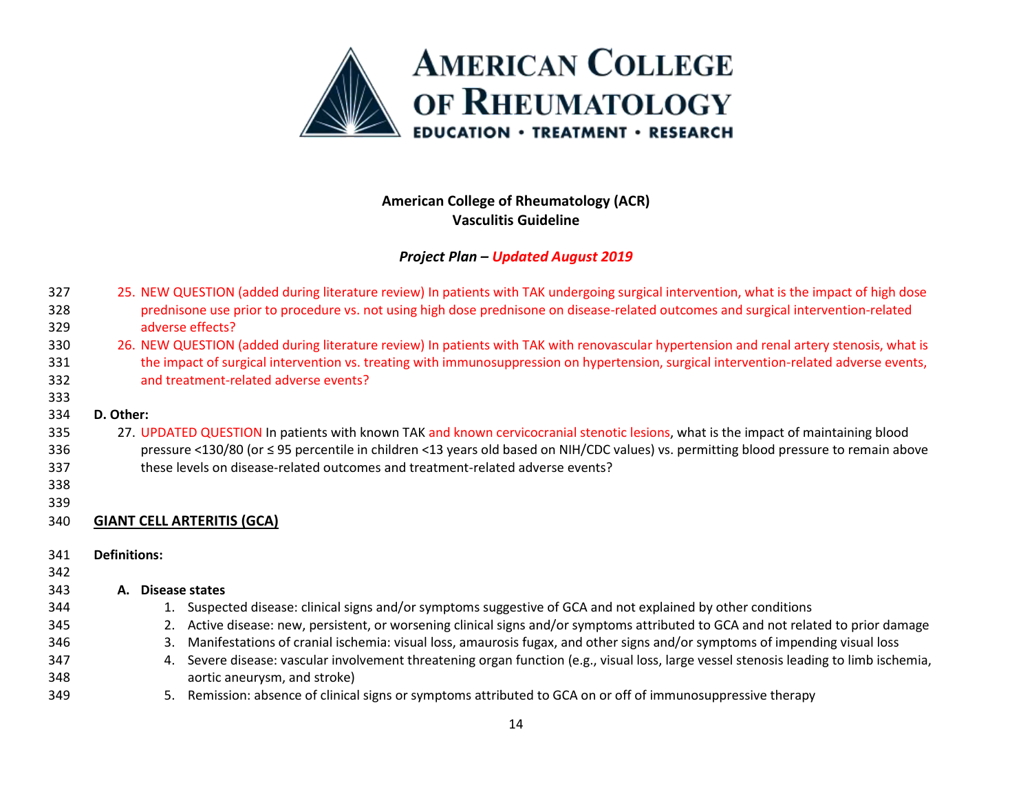25. NEW QUESTION (added during literature review) In patients with TAK undergoing surgical intervention, what is the impact of high dose prednisone use prior to procedure vs. not using high dose prednisone on disease-related outcomes and surgical intervention-related adverse effects?
26. NEW QUESTION (added during literature review) In patients with TAK with renovascular hypertension and renal artery stenosis, what is the impact of surgical intervention vs. treating with immunosuppression on hypertension, surgical intervention-related adverse events, and treatment-related adverse events?

**D. Other:**

27. UPDATED QUESTION In patients with known TAK and known cervicocranial stenotic lesions, what is the impact of maintaining blood pressure <130/80 (or ≤ 95 percentile in children <13 years old based on NIH/CDC values) vs. permitting blood pressure to remain above these levels on disease-related outcomes and treatment-related adverse events?

## GIANT CELL ARTERITIS (GCA)

**Definitions:**

**A. Disease states**

1. Suspected disease: clinical signs and/or symptoms suggestive of GCA and not explained by other conditions
2. Active disease: new, persistent, or worsening clinical signs and/or symptoms attributed to GCA and not related to prior damage
3. Manifestations of cranial ischemia: visual loss, amaurosis fugax, and other signs and/or symptoms of impending visual loss
4. Severe disease: vascular involvement threatening organ function (e.g., visual loss, large vessel stenosis leading to limb ischemia, aortic aneurysm, and stroke)
5. Remission: absence of clinical signs or symptoms attributed to GCA on or off of immunosuppressive therapy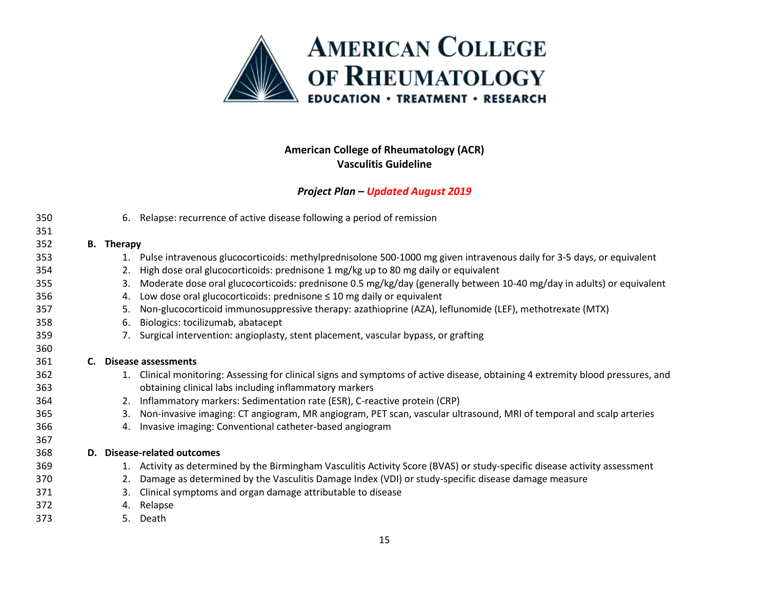6. Relapse: recurrence of active disease following a period of remission

**B. Therapy**

1. Pulse intravenous glucocorticoids: methylprednisolone 500-1000 mg given intravenous daily for 3-5 days, or equivalent
2. High dose oral glucocorticoids: prednisone 1 mg/kg up to 80 mg daily or equivalent
3. Moderate dose oral glucocorticoids: prednisone 0.5 mg/kg/day (generally between 10-40 mg/day in adults) or equivalent
4. Low dose oral glucocorticoids: prednisone ≤ 10 mg daily or equivalent
5. Non-glucocorticoid immunosuppressive therapy: azathioprine (AZA), leflunomide (LEF), methotrexate (MTX)
6. Biologics: tocilizumab, abatacept
7. Surgical intervention: angioplasty, stent placement, vascular bypass, or grafting

**C. Disease assessments**

1. Clinical monitoring: Assessing for clinical signs and symptoms of active disease, obtaining 4 extremity blood pressures, and obtaining clinical labs including inflammatory markers
2. Inflammatory markers: Sedimentation rate (ESR), C-reactive protein (CRP)
3. Non-invasive imaging: CT angiogram, MR angiogram, PET scan, vascular ultrasound, MRI of temporal and scalp arteries
4. Invasive imaging: Conventional catheter-based angiogram

**D. Disease-related outcomes**

1. Activity as determined by the Birmingham Vasculitis Activity Score (BVAS) or study-specific disease activity assessment
2. Damage as determined by the Vasculitis Damage Index (VDI) or study-specific disease damage measure
3. Clinical symptoms and organ damage attributable to disease
4. Relapse
5. Death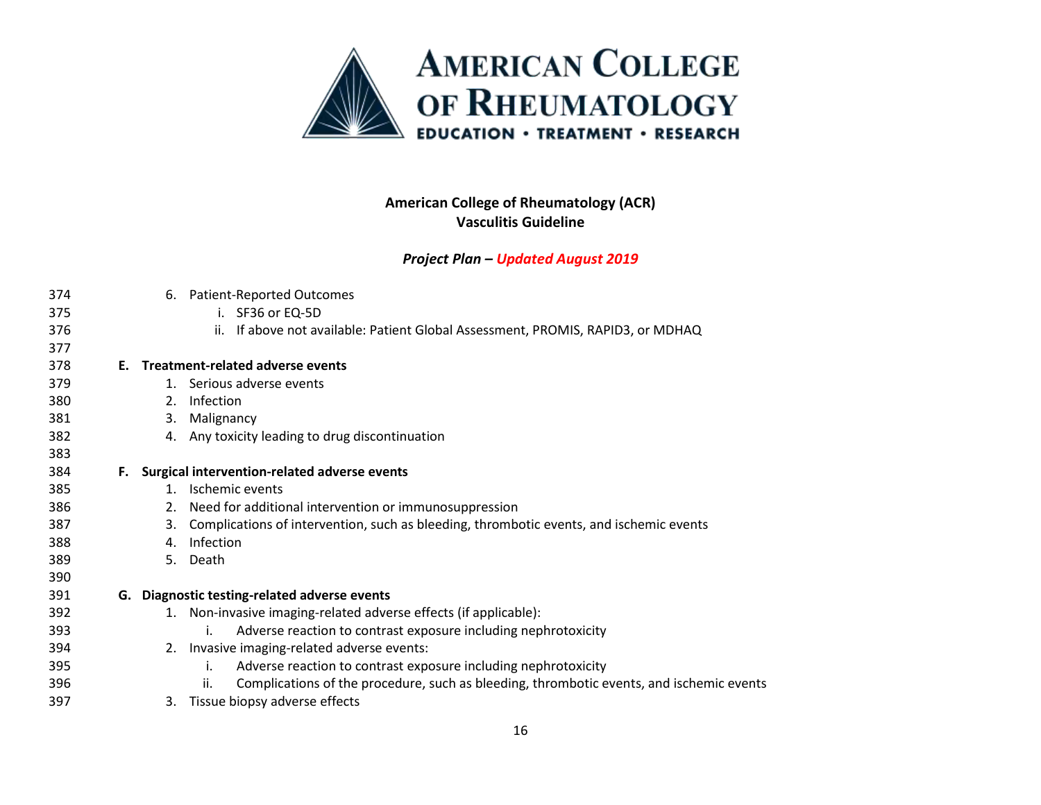6. Patient-Reported Outcomes
    i. SF36 or EQ-5D
    ii. If above not available: Patient Global Assessment, PROMIS, RAPID3, or MDHAQ

**E. Treatment-related adverse events**

1. Serious adverse events
2. Infection
3. Malignancy
4. Any toxicity leading to drug discontinuation

**F. Surgical intervention-related adverse events**

1. Ischemic events
2. Need for additional intervention or immunosuppression
3. Complications of intervention, such as bleeding, thrombotic events, and ischemic events
4. Infection
5. Death

**G. Diagnostic testing-related adverse events**

1. Non-invasive imaging-related adverse effects (if applicable):
    i. Adverse reaction to contrast exposure including nephrotoxicity
2. Invasive imaging-related adverse events:
    i. Adverse reaction to contrast exposure including nephrotoxicity
    ii. Complications of the procedure, such as bleeding, thrombotic events, and ischemic events
3. Tissue biopsy adverse effects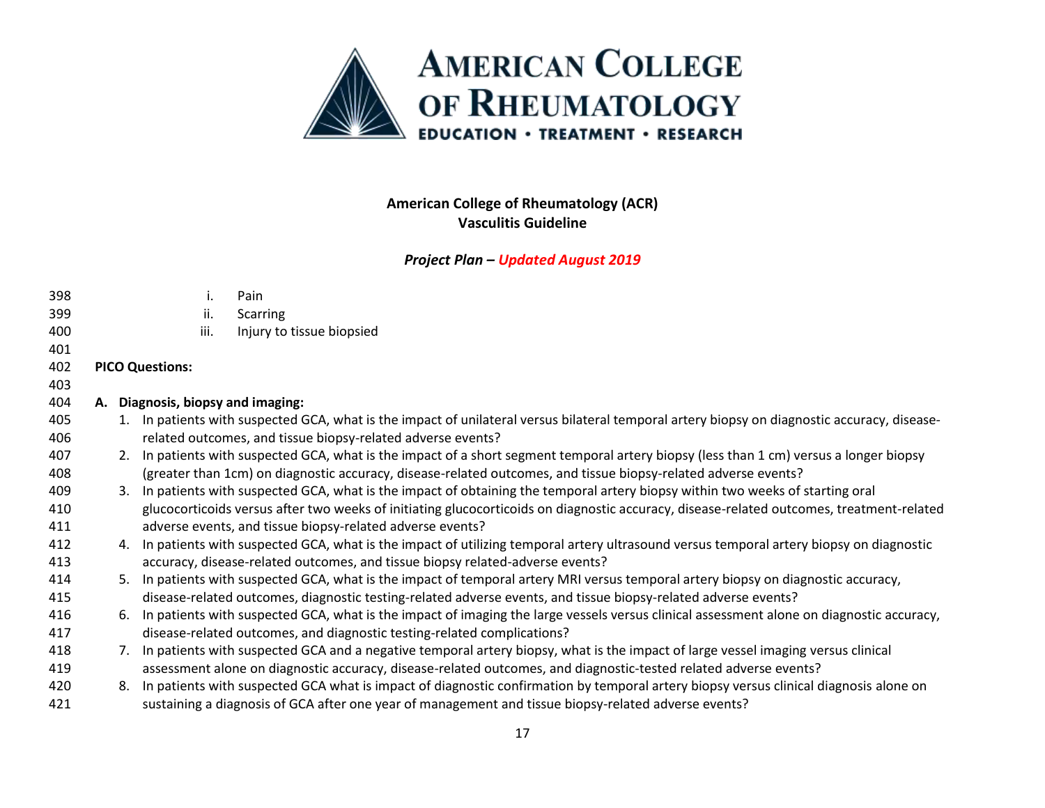i. Pain
ii. Scarring
iii. Injury to tissue biopsied

**PICO Questions:**

**A. Diagnosis, biopsy and imaging:**

1. In patients with suspected GCA, what is the impact of unilateral versus bilateral temporal artery biopsy on diagnostic accuracy, disease-related outcomes, and tissue biopsy-related adverse events?
2. In patients with suspected GCA, what is the impact of a short segment temporal artery biopsy (less than 1 cm) versus a longer biopsy (greater than 1cm) on diagnostic accuracy, disease-related outcomes, and tissue biopsy-related adverse events?
3. In patients with suspected GCA, what is the impact of obtaining the temporal artery biopsy within two weeks of starting oral glucocorticoids versus after two weeks of initiating glucocorticoids on diagnostic accuracy, disease-related outcomes, treatment-related adverse events, and tissue biopsy-related adverse events?
4. In patients with suspected GCA, what is the impact of utilizing temporal artery ultrasound versus temporal artery biopsy on diagnostic accuracy, disease-related outcomes, and tissue biopsy related-adverse events?
5. In patients with suspected GCA, what is the impact of temporal artery MRI versus temporal artery biopsy on diagnostic accuracy, disease-related outcomes, diagnostic testing-related adverse events, and tissue biopsy-related adverse events?
6. In patients with suspected GCA, what is the impact of imaging the large vessels versus clinical assessment alone on diagnostic accuracy, disease-related outcomes, and diagnostic testing-related complications?
7. In patients with suspected GCA and a negative temporal artery biopsy, what is the impact of large vessel imaging versus clinical assessment alone on diagnostic accuracy, disease-related outcomes, and diagnostic-tested related adverse events?
8. In patients with suspected GCA what is impact of diagnostic confirmation by temporal artery biopsy versus clinical diagnosis alone on sustaining a diagnosis of GCA after one year of management and tissue biopsy-related adverse events?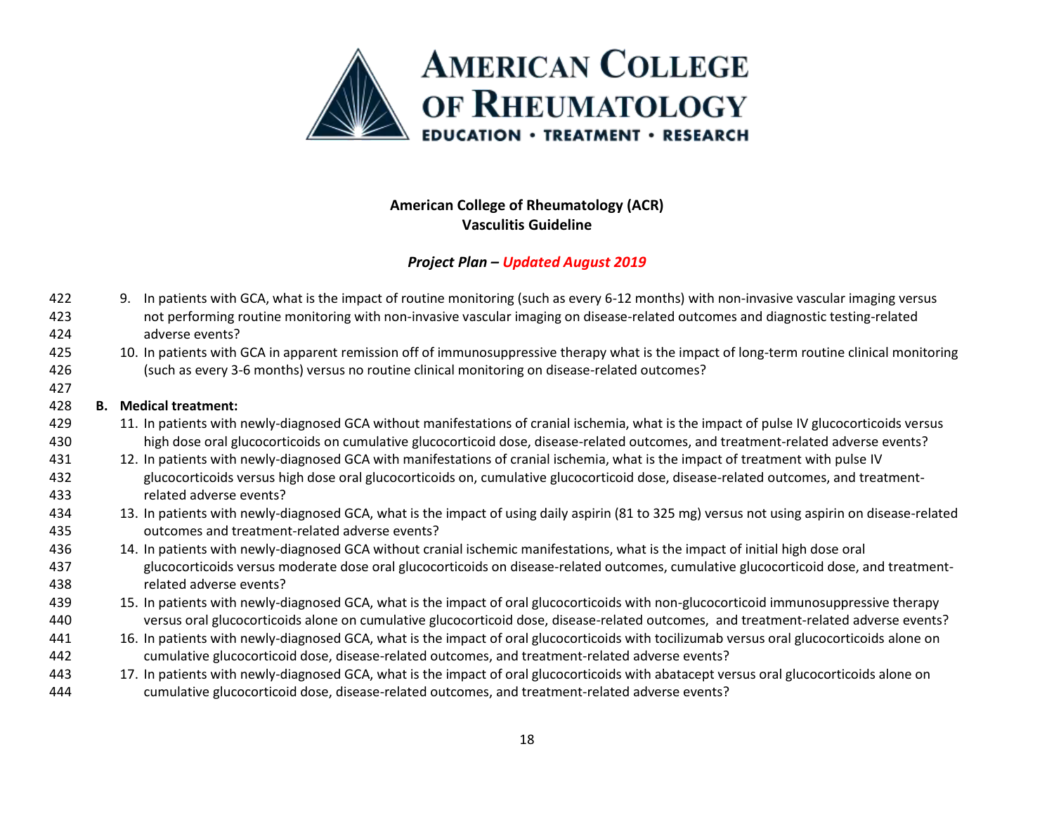9. In patients with GCA, what is the impact of routine monitoring (such as every 6-12 months) with non-invasive vascular imaging versus not performing routine monitoring with non-invasive vascular imaging on disease-related outcomes and diagnostic testing-related adverse events?
10. In patients with GCA in apparent remission off of immunosuppressive therapy what is the impact of long-term routine clinical monitoring (such as every 3-6 months) versus no routine clinical monitoring on disease-related outcomes?

**B. Medical treatment:**

11. In patients with newly-diagnosed GCA without manifestations of cranial ischemia, what is the impact of pulse IV glucocorticoids versus high dose oral glucocorticoids on cumulative glucocorticoid dose, disease-related outcomes, and treatment-related adverse events?
12. In patients with newly-diagnosed GCA with manifestations of cranial ischemia, what is the impact of treatment with pulse IV glucocorticoids versus high dose oral glucocorticoids on, cumulative glucocorticoid dose, disease-related outcomes, and treatment-related adverse events?
13. In patients with newly-diagnosed GCA, what is the impact of using daily aspirin (81 to 325 mg) versus not using aspirin on disease-related outcomes and treatment-related adverse events?
14. In patients with newly-diagnosed GCA without cranial ischemic manifestations, what is the impact of initial high dose oral glucocorticoids versus moderate dose oral glucocorticoids on disease-related outcomes, cumulative glucocorticoid dose, and treatment-related adverse events?
15. In patients with newly-diagnosed GCA, what is the impact of oral glucocorticoids with non-glucocorticoid immunosuppressive therapy versus oral glucocorticoids alone on cumulative glucocorticoid dose, disease-related outcomes, and treatment-related adverse events?
16. In patients with newly-diagnosed GCA, what is the impact of oral glucocorticoids with tocilizumab versus oral glucocorticoids alone on cumulative glucocorticoid dose, disease-related outcomes, and treatment-related adverse events?
17. In patients with newly-diagnosed GCA, what is the impact of oral glucocorticoids with abatacept versus oral glucocorticoids alone on cumulative glucocorticoid dose, disease-related outcomes, and treatment-related adverse events?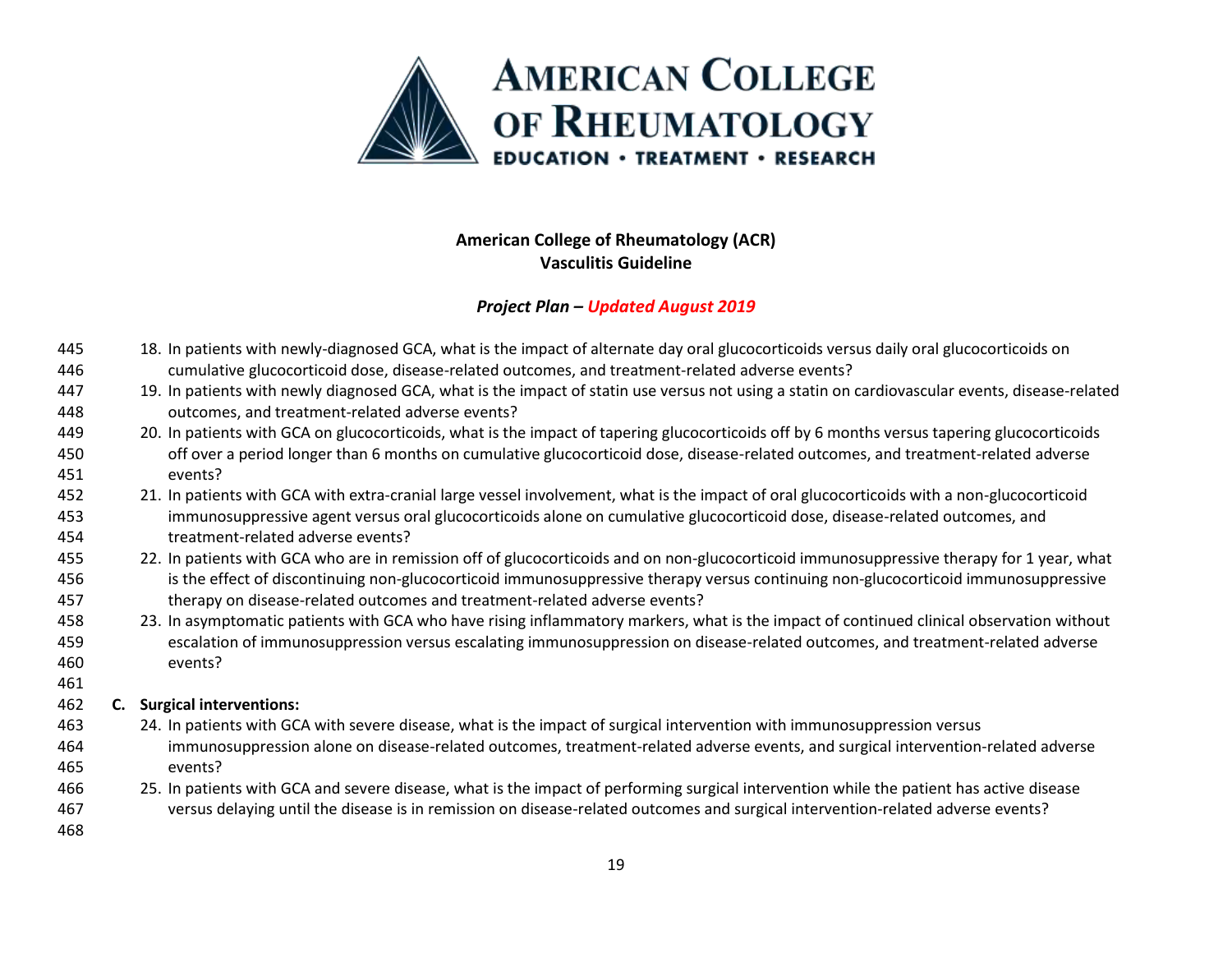18. In patients with newly-diagnosed GCA, what is the impact of alternate day oral glucocorticoids versus daily oral glucocorticoids on cumulative glucocorticoid dose, disease-related outcomes, and treatment-related adverse events?
19. In patients with newly diagnosed GCA, what is the impact of statin use versus not using a statin on cardiovascular events, disease-related outcomes, and treatment-related adverse events?
20. In patients with GCA on glucocorticoids, what is the impact of tapering glucocorticoids off by 6 months versus tapering glucocorticoids off over a period longer than 6 months on cumulative glucocorticoid dose, disease-related outcomes, and treatment-related adverse events?
21. In patients with GCA with extra-cranial large vessel involvement, what is the impact of oral glucocorticoids with a non-glucocorticoid immunosuppressive agent versus oral glucocorticoids alone on cumulative glucocorticoid dose, disease-related outcomes, and treatment-related adverse events?
22. In patients with GCA who are in remission off of glucocorticoids and on non-glucocorticoid immunosuppressive therapy for 1 year, what is the effect of discontinuing non-glucocorticoid immunosuppressive therapy versus continuing non-glucocorticoid immunosuppressive therapy on disease-related outcomes and treatment-related adverse events?
23. In asymptomatic patients with GCA who have rising inflammatory markers, what is the impact of continued clinical observation without escalation of immunosuppression versus escalating immunosuppression on disease-related outcomes, and treatment-related adverse events?

**C. Surgical interventions:**

24. In patients with GCA with severe disease, what is the impact of surgical intervention with immunosuppression versus immunosuppression alone on disease-related outcomes, treatment-related adverse events, and surgical intervention-related adverse events?
25. In patients with GCA and severe disease, what is the impact of performing surgical intervention while the patient has active disease versus delaying until the disease is in remission on disease-related outcomes and surgical intervention-related adverse events?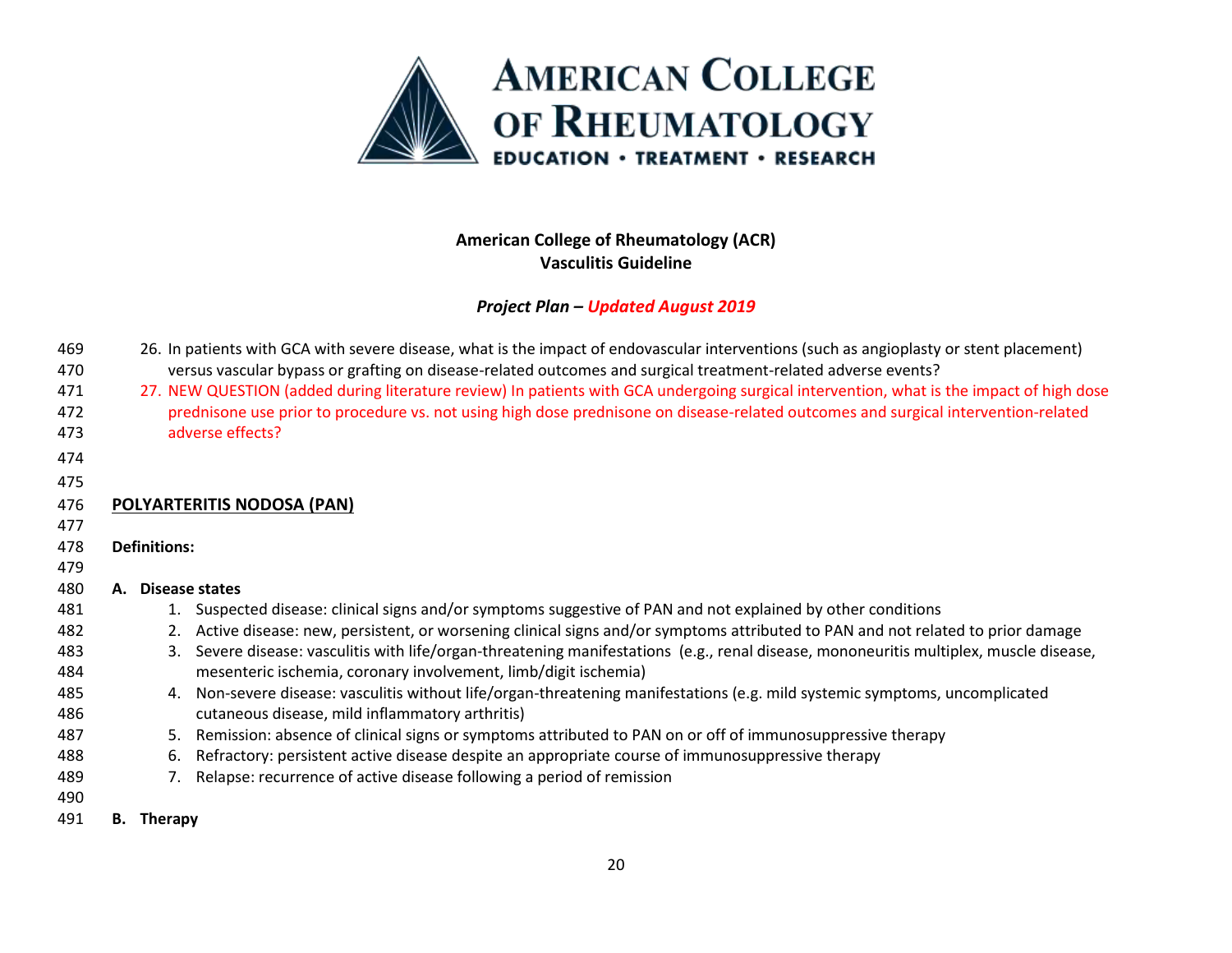26. In patients with GCA with severe disease, what is the impact of endovascular interventions (such as angioplasty or stent placement) versus vascular bypass or grafting on disease-related outcomes and surgical treatment-related adverse events?
27. NEW QUESTION (added during literature review) In patients with GCA undergoing surgical intervention, what is the impact of high dose prednisone use prior to procedure vs. not using high dose prednisone on disease-related outcomes and surgical intervention-related adverse effects?

## POLYARTERITIS NODOSA (PAN)

**Definitions:**

**A. Disease states**

1. Suspected disease: clinical signs and/or symptoms suggestive of PAN and not explained by other conditions
2. Active disease: new, persistent, or worsening clinical signs and/or symptoms attributed to PAN and not related to prior damage
3. Severe disease: vasculitis with life/organ-threatening manifestations (e.g., renal disease, mononeuritis multiplex, muscle disease, mesenteric ischemia, coronary involvement, limb/digit ischemia)
4. Non-severe disease: vasculitis without life/organ-threatening manifestations (e.g. mild systemic symptoms, uncomplicated cutaneous disease, mild inflammatory arthritis)
5. Remission: absence of clinical signs or symptoms attributed to PAN on or off of immunosuppressive therapy
6. Refractory: persistent active disease despite an appropriate course of immunosuppressive therapy
7. Relapse: recurrence of active disease following a period of remission

**B. Therapy**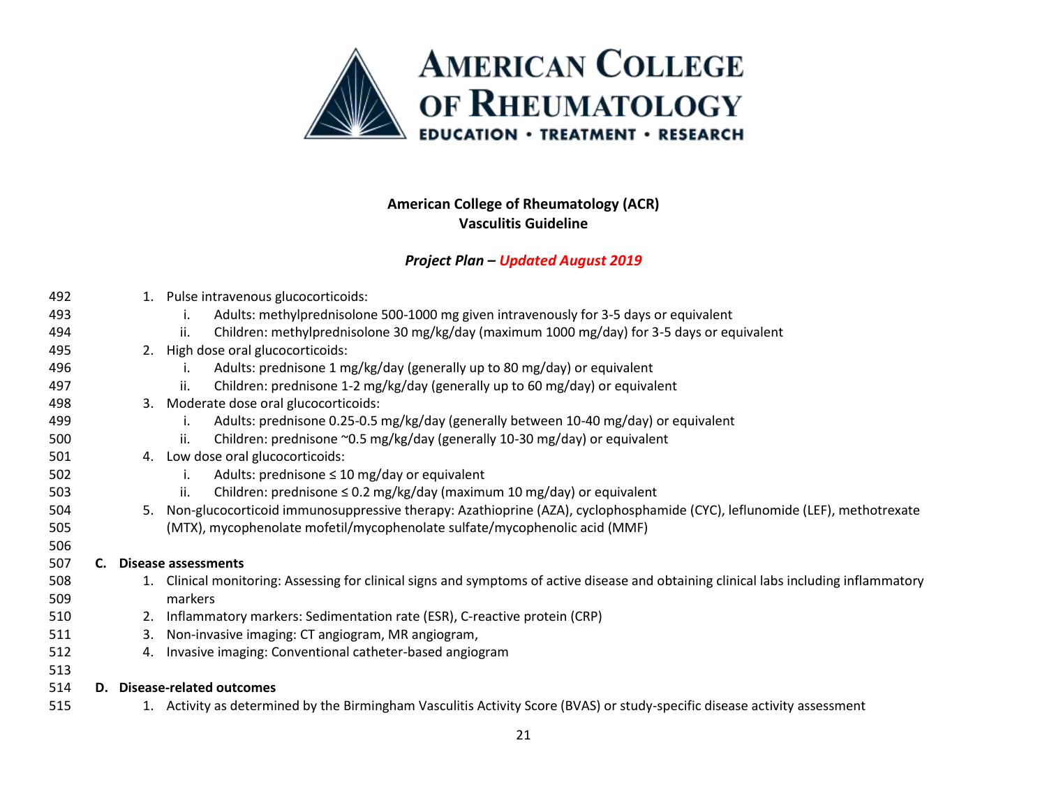1. Pulse intravenous glucocorticoids:
   1. Adults: methylprednisolone 500-1000 mg given intravenously for 3-5 days or equivalent
   2. Children: methylprednisolone 30 mg/kg/day (maximum 1000 mg/day) for 3-5 days or equivalent
2. High dose oral glucocorticoids:
   1. Adults: prednisone 1 mg/kg/day (generally up to 80 mg/day) or equivalent
   2. Children: prednisone 1-2 mg/kg/day (generally up to 60 mg/day) or equivalent
3. Moderate dose oral glucocorticoids:
   1. Adults: prednisone 0.25-0.5 mg/kg/day (generally between 10-40 mg/day) or equivalent
   2. Children: prednisone ~0.5 mg/kg/day (generally 10-30 mg/day) or equivalent
4. Low dose oral glucocorticoids:
   1. Adults: prednisone ≤ 10 mg/day or equivalent
   2. Children: prednisone ≤ 0.2 mg/kg/day (maximum 10 mg/day) or equivalent
5. Non-glucocorticoid immunosuppressive therapy: Azathioprine (AZA), cyclophosphamide (CYC), leflunomide (LEF), methotrexate (MTX), mycophenolate mofetil/mycophenolate sulfate/mycophenolic acid (MMF)

**C. Disease assessments**

1. Clinical monitoring: Assessing for clinical signs and symptoms of active disease and obtaining clinical labs including inflammatory markers
2. Inflammatory markers: Sedimentation rate (ESR), C-reactive protein (CRP)
3. Non-invasive imaging: CT angiogram, MR angiogram,
4. Invasive imaging: Conventional catheter-based angiogram

**D. Disease-related outcomes**

1. Activity as determined by the Birmingham Vasculitis Activity Score (BVAS) or study-specific disease activity assessment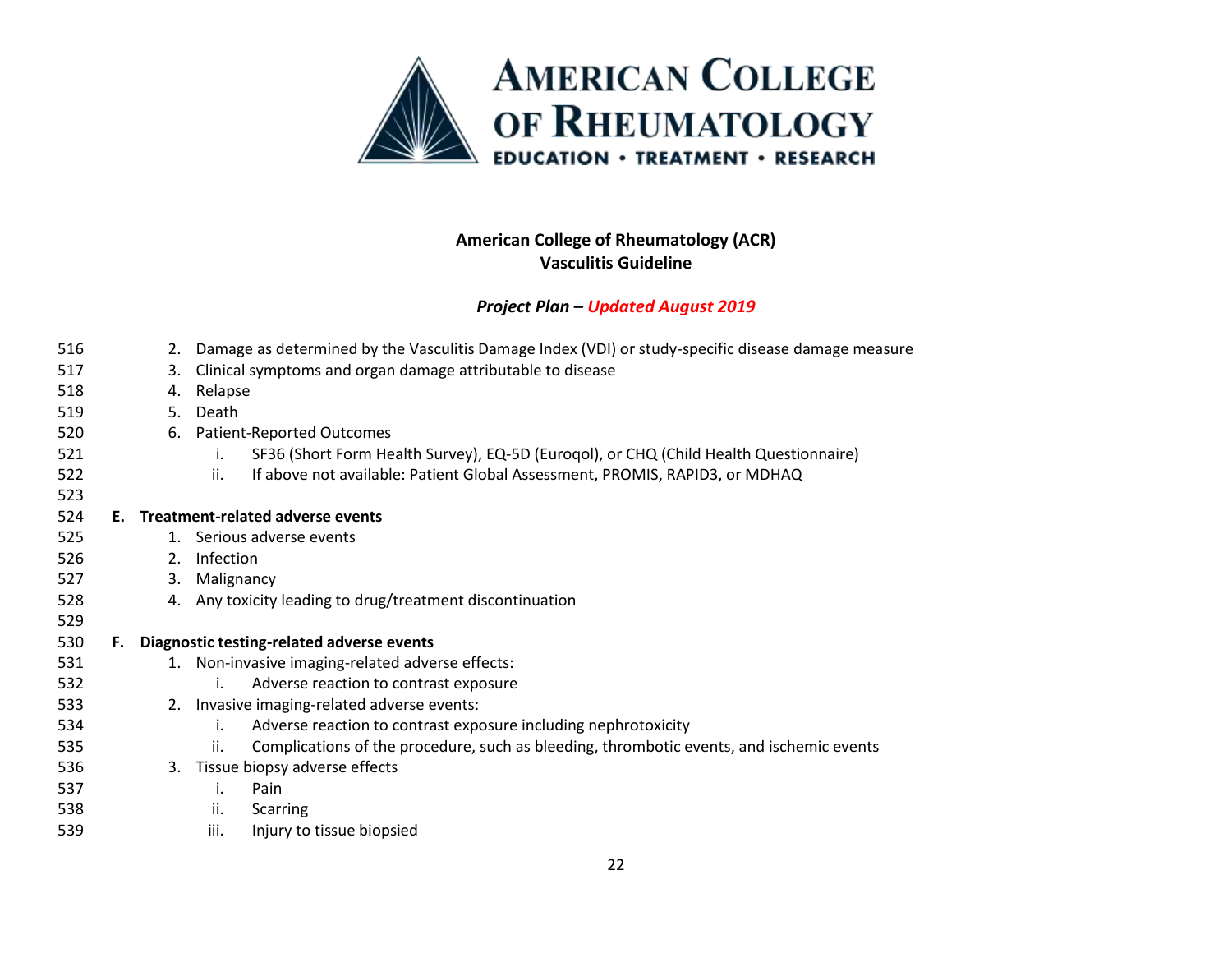2. Damage as determined by the Vasculitis Damage Index (VDI) or study-specific disease damage measure
3. Clinical symptoms and organ damage attributable to disease
4. Relapse
5. Death
6. Patient-Reported Outcomes
    i. SF36 (Short Form Health Survey), EQ-5D (Euroqol), or CHQ (Child Health Questionnaire)
    ii. If above not available: Patient Global Assessment, PROMIS, RAPID3, or MDHAQ

**E. Treatment-related adverse events**

1. Serious adverse events
2. Infection
3. Malignancy
4. Any toxicity leading to drug/treatment discontinuation

**F. Diagnostic testing-related adverse events**

1. Non-invasive imaging-related adverse effects:
    i. Adverse reaction to contrast exposure
2. Invasive imaging-related adverse events:
    i. Adverse reaction to contrast exposure including nephrotoxicity
    ii. Complications of the procedure, such as bleeding, thrombotic events, and ischemic events
3. Tissue biopsy adverse effects
    i. Pain
    ii. Scarring
    iii. Injury to tissue biopsied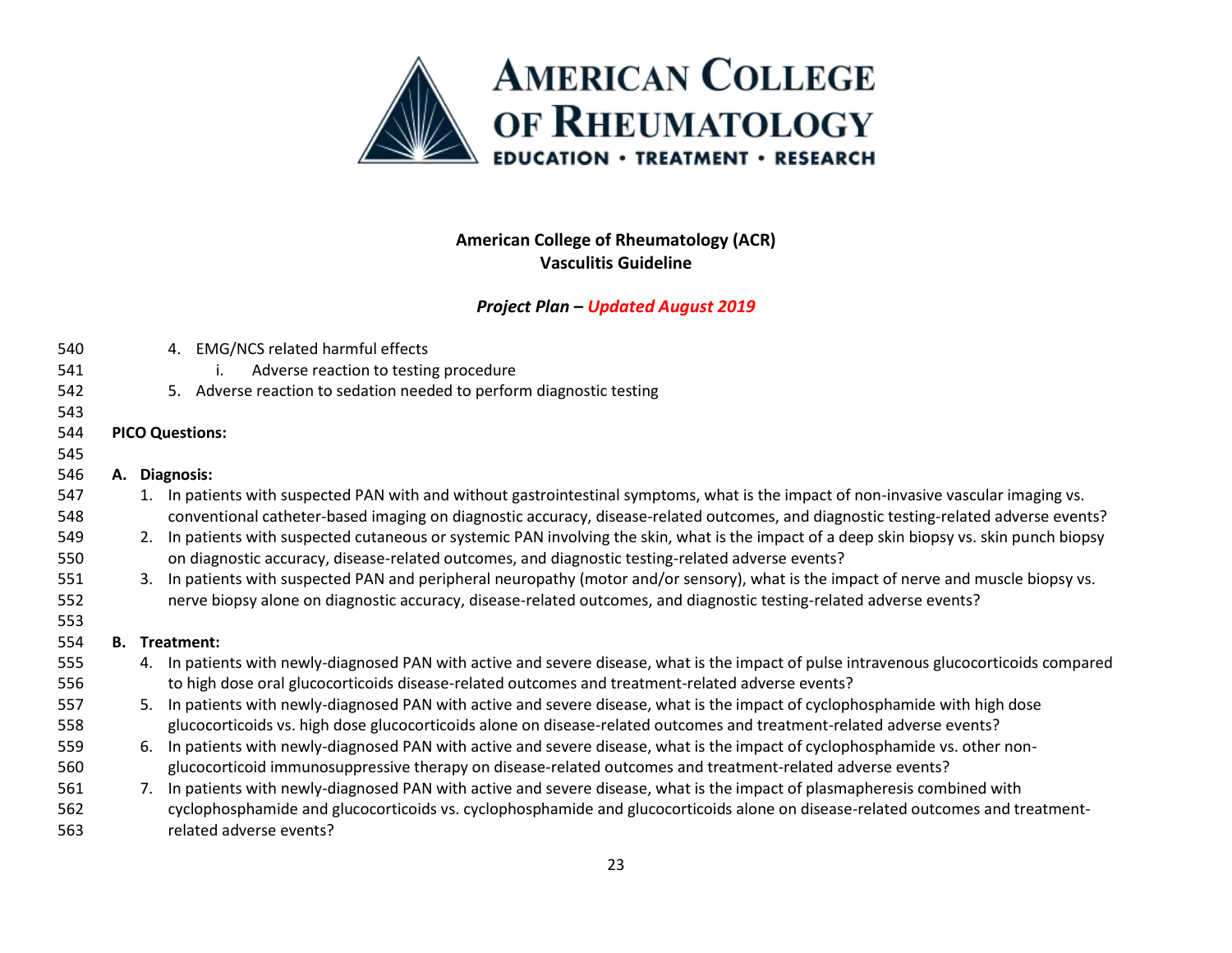4. EMG/NCS related harmful effects
    i. Adverse reaction to testing procedure
5. Adverse reaction to sedation needed to perform diagnostic testing

**PICO Questions:**

**A. Diagnosis:**

1. In patients with suspected PAN with and without gastrointestinal symptoms, what is the impact of non-invasive vascular imaging vs. conventional catheter-based imaging on diagnostic accuracy, disease-related outcomes, and diagnostic testing-related adverse events?
2. In patients with suspected cutaneous or systemic PAN involving the skin, what is the impact of a deep skin biopsy vs. skin punch biopsy on diagnostic accuracy, disease-related outcomes, and diagnostic testing-related adverse events?
3. In patients with suspected PAN and peripheral neuropathy (motor and/or sensory), what is the impact of nerve and muscle biopsy vs. nerve biopsy alone on diagnostic accuracy, disease-related outcomes, and diagnostic testing-related adverse events?

**B. Treatment:**

4. In patients with newly-diagnosed PAN with active and severe disease, what is the impact of pulse intravenous glucocorticoids compared to high dose oral glucocorticoids disease-related outcomes and treatment-related adverse events?
5. In patients with newly-diagnosed PAN with active and severe disease, what is the impact of cyclophosphamide with high dose glucocorticoids vs. high dose glucocorticoids alone on disease-related outcomes and treatment-related adverse events?
6. In patients with newly-diagnosed PAN with active and severe disease, what is the impact of cyclophosphamide vs. other non-glucocorticoid immunosuppressive therapy on disease-related outcomes and treatment-related adverse events?
7. In patients with newly-diagnosed PAN with active and severe disease, what is the impact of plasmapheresis combined with cyclophosphamide and glucocorticoids vs. cyclophosphamide and glucocorticoids alone on disease-related outcomes and treatment-related adverse events?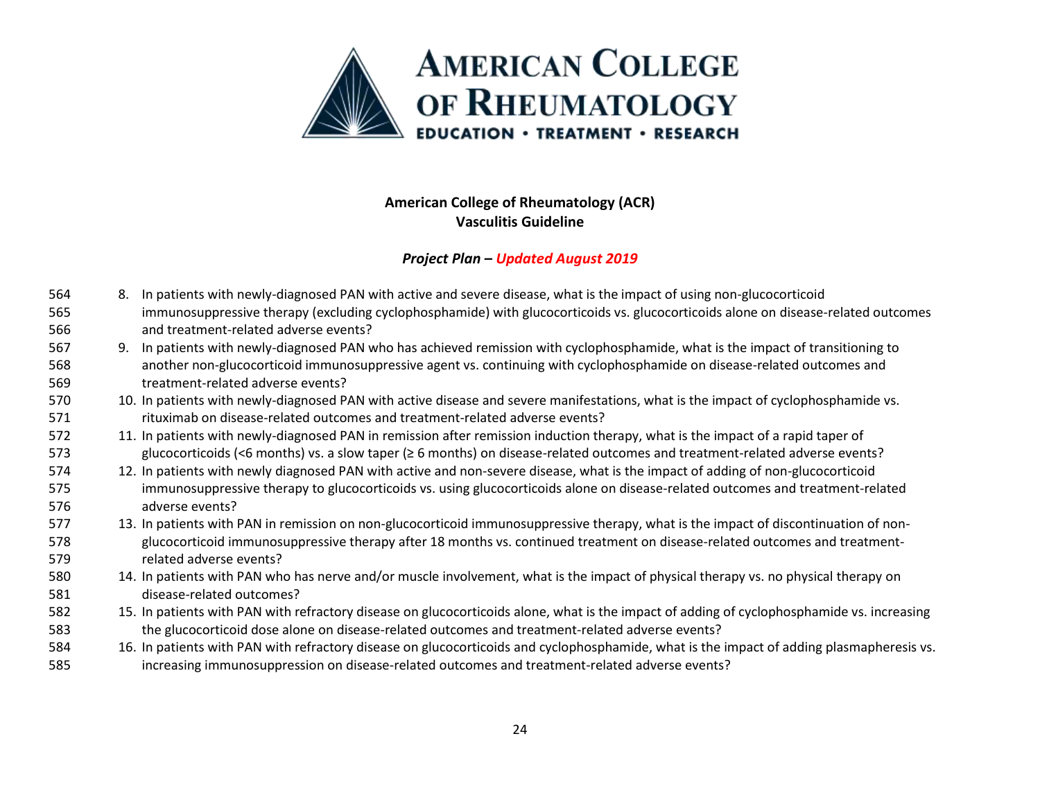8. In patients with newly-diagnosed PAN with active and severe disease, what is the impact of using non-glucocorticoid immunosuppressive therapy (excluding cyclophosphamide) with glucocorticoids vs. glucocorticoids alone on disease-related outcomes and treatment-related adverse events?
9. In patients with newly-diagnosed PAN who has achieved remission with cyclophosphamide, what is the impact of transitioning to another non-glucocorticoid immunosuppressive agent vs. continuing with cyclophosphamide on disease-related outcomes and treatment-related adverse events?
10. In patients with newly-diagnosed PAN with active disease and severe manifestations, what is the impact of cyclophosphamide vs. rituximab on disease-related outcomes and treatment-related adverse events?
11. In patients with newly-diagnosed PAN in remission after remission induction therapy, what is the impact of a rapid taper of glucocorticoids (<6 months) vs. a slow taper (≥ 6 months) on disease-related outcomes and treatment-related adverse events?
12. In patients with newly diagnosed PAN with active and non-severe disease, what is the impact of adding of non-glucocorticoid immunosuppressive therapy to glucocorticoids vs. using glucocorticoids alone on disease-related outcomes and treatment-related adverse events?
13. In patients with PAN in remission on non-glucocorticoid immunosuppressive therapy, what is the impact of discontinuation of non-glucocorticoid immunosuppressive therapy after 18 months vs. continued treatment on disease-related outcomes and treatment-related adverse events?
14. In patients with PAN who has nerve and/or muscle involvement, what is the impact of physical therapy vs. no physical therapy on disease-related outcomes?
15. In patients with PAN with refractory disease on glucocorticoids alone, what is the impact of adding of cyclophosphamide vs. increasing the glucocorticoid dose alone on disease-related outcomes and treatment-related adverse events?
16. In patients with PAN with refractory disease on glucocorticoids and cyclophosphamide, what is the impact of adding plasmapheresis vs. increasing immunosuppression on disease-related outcomes and treatment-related adverse events?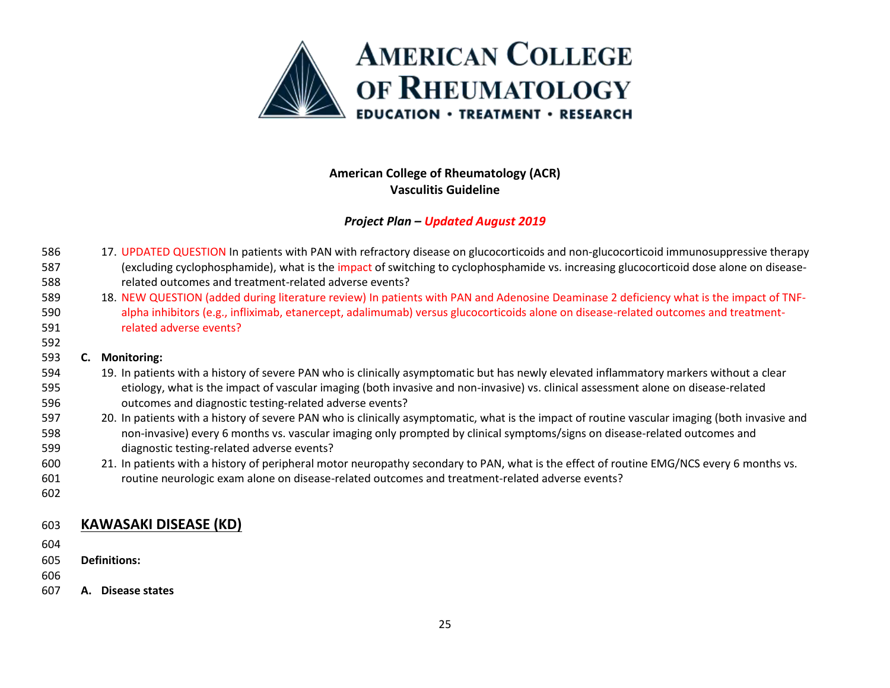17. UPDATED QUESTION In patients with PAN with refractory disease on glucocorticoids and non-glucocorticoid immunosuppressive therapy (excluding cyclophosphamide), what is the impact of switching to cyclophosphamide vs. increasing glucocorticoid dose alone on disease-related outcomes and treatment-related adverse events?
18. NEW QUESTION (added during literature review) In patients with PAN and Adenosine Deaminase 2 deficiency what is the impact of TNF-alpha inhibitors (e.g., infliximab, etanercept, adalimumab) versus glucocorticoids alone on disease-related outcomes and treatment-related adverse events?

**C. Monitoring:**

19. In patients with a history of severe PAN who is clinically asymptomatic but has newly elevated inflammatory markers without a clear etiology, what is the impact of vascular imaging (both invasive and non-invasive) vs. clinical assessment alone on disease-related outcomes and diagnostic testing-related adverse events?
20. In patients with a history of severe PAN who is clinically asymptomatic, what is the impact of routine vascular imaging (both invasive and non-invasive) every 6 months vs. vascular imaging only prompted by clinical symptoms/signs on disease-related outcomes and diagnostic testing-related adverse events?
21. In patients with a history of peripheral motor neuropathy secondary to PAN, what is the effect of routine EMG/NCS every 6 months vs. routine neurologic exam alone on disease-related outcomes and treatment-related adverse events?

## KAWASAKI DISEASE (KD)

**Definitions:**

**A. Disease states**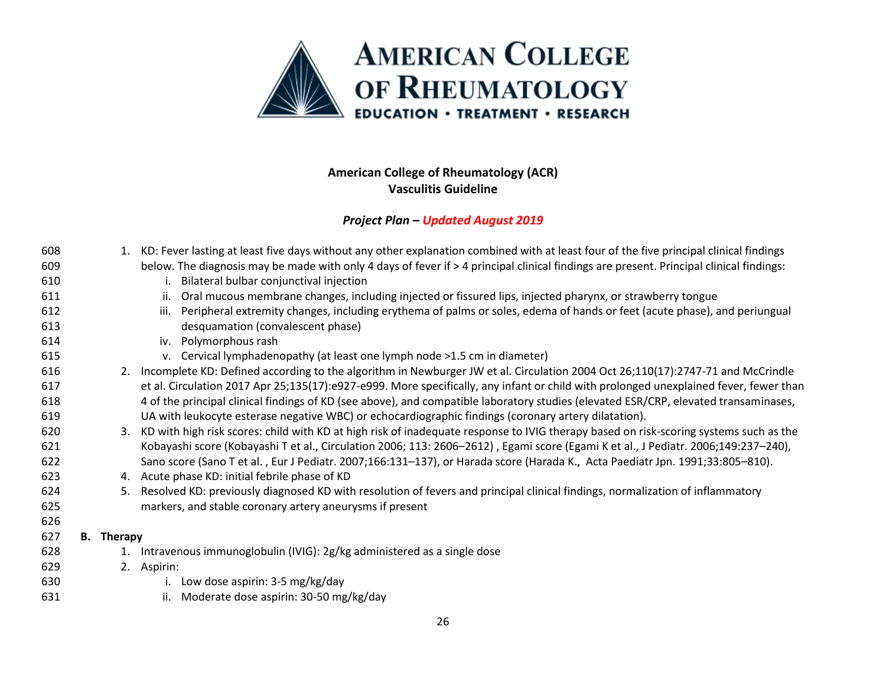1. KD: Fever lasting at least five days without any other explanation combined with at least four of the five principal clinical findings below. The diagnosis may be made with only 4 days of fever if > 4 principal clinical findings are present. Principal clinical findings:
   i. Bilateral bulbar conjunctival injection
   ii. Oral mucous membrane changes, including injected or fissured lips, injected pharynx, or strawberry tongue
   iii. Peripheral extremity changes, including erythema of palms or soles, edema of hands or feet (acute phase), and periungual desquamation (convalescent phase)
   iv. Polymorphous rash
   v. Cervical lymphadenopathy (at least one lymph node >1.5 cm in diameter)
2. Incomplete KD: Defined according to the algorithm in Newburger JW et al. Circulation 2004 Oct 26;110(17):2747-71 and McCrindle et al. Circulation 2017 Apr 25;135(17):e927-e999. More specifically, any infant or child with prolonged unexplained fever, fewer than 4 of the principal clinical findings of KD (see above), and compatible laboratory studies (elevated ESR/CRP, elevated transaminases, UA with leukocyte esterase negative WBC) or echocardiographic findings (coronary artery dilatation).
3. KD with high risk scores: child with KD at high risk of inadequate response to IVIG therapy based on risk-scoring systems such as the Kobayashi score (Kobayashi T et al., Circulation 2006; 113: 2606–2612) , Egami score (Egami K et al., J Pediatr. 2006;149:237–240), Sano score (Sano T et al. , Eur J Pediatr. 2007;166:131–137), or Harada score (Harada K., Acta Paediatr Jpn. 1991;33:805–810).
4. Acute phase KD: initial febrile phase of KD
5. Resolved KD: previously diagnosed KD with resolution of fevers and principal clinical findings, normalization of inflammatory markers, and stable coronary artery aneurysms if present

### B. Therapy

1. Intravenous immunoglobulin (IVIG): 2g/kg administered as a single dose
2. Aspirin:
   i. Low dose aspirin: 3-5 mg/kg/day
   ii. Moderate dose aspirin: 30-50 mg/kg/day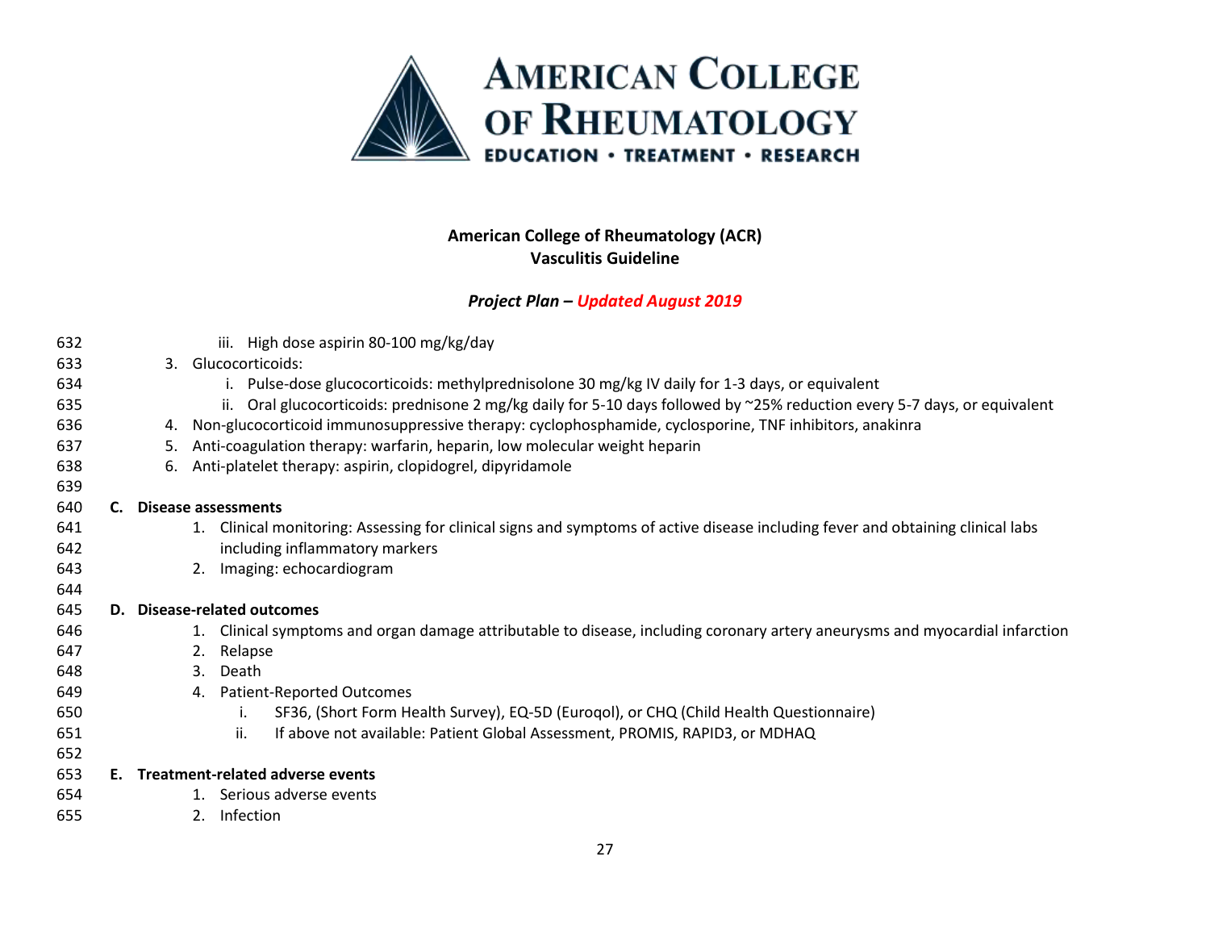iii. High dose aspirin 80-100 mg/kg/day

3. Glucocorticoids:
    i. Pulse-dose glucocorticoids: methylprednisolone 30 mg/kg IV daily for 1-3 days, or equivalent
    ii. Oral glucocorticoids: prednisone 2 mg/kg daily for 5-10 days followed by ~25% reduction every 5-7 days, or equivalent
4. Non-glucocorticoid immunosuppressive therapy: cyclophosphamide, cyclosporine, TNF inhibitors, anakinra
5. Anti-coagulation therapy: warfarin, heparin, low molecular weight heparin
6. Anti-platelet therapy: aspirin, clopidogrel, dipyridamole

**C. Disease assessments**

1. Clinical monitoring: Assessing for clinical signs and symptoms of active disease including fever and obtaining clinical labs including inflammatory markers
2. Imaging: echocardiogram

**D. Disease-related outcomes**

1. Clinical symptoms and organ damage attributable to disease, including coronary artery aneurysms and myocardial infarction
2. Relapse
3. Death
4. Patient-Reported Outcomes
    i. SF36, (Short Form Health Survey), EQ-5D (Euroqol), or CHQ (Child Health Questionnaire)
    ii. If above not available: Patient Global Assessment, PROMIS, RAPID3, or MDHAQ

**E. Treatment-related adverse events**

1. Serious adverse events
2. Infection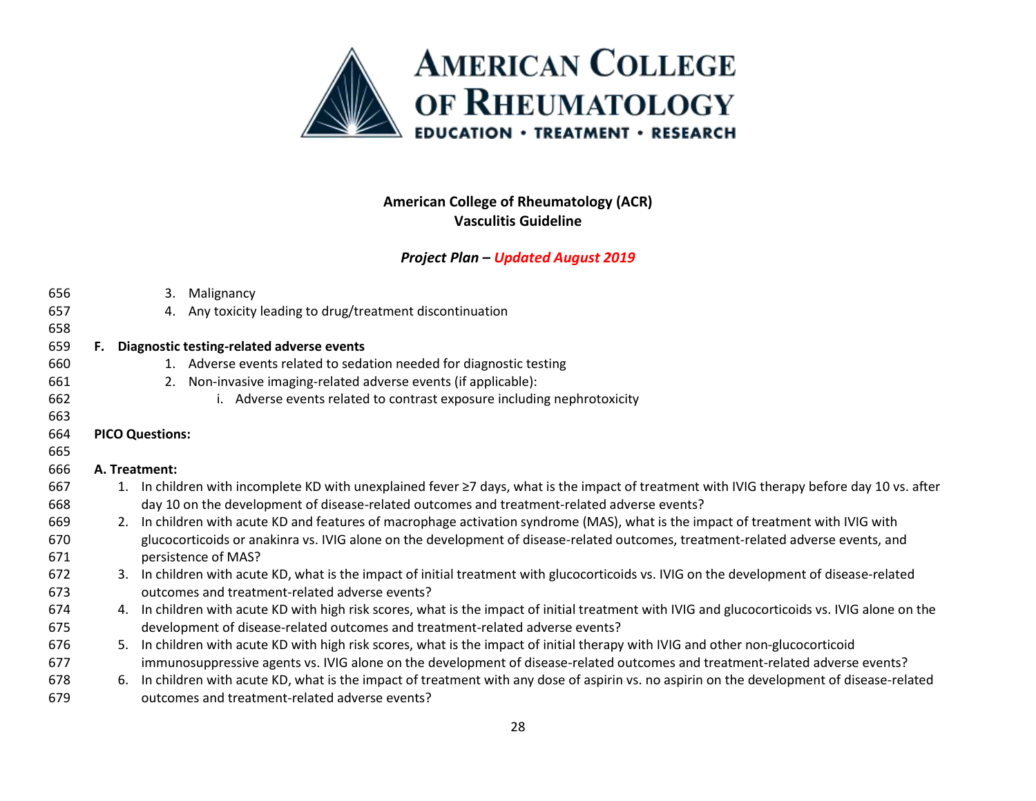3. Malignancy
4. Any toxicity leading to drug/treatment discontinuation

**F. Diagnostic testing-related adverse events**

1. Adverse events related to sedation needed for diagnostic testing
2. Non-invasive imaging-related adverse events (if applicable):
    i. Adverse events related to contrast exposure including nephrotoxicity

**PICO Questions:**

**A. Treatment:**

1. In children with incomplete KD with unexplained fever ≥7 days, what is the impact of treatment with IVIG therapy before day 10 vs. after day 10 on the development of disease-related outcomes and treatment-related adverse events?
2. In children with acute KD and features of macrophage activation syndrome (MAS), what is the impact of treatment with IVIG with glucocorticoids or anakinra vs. IVIG alone on the development of disease-related outcomes, treatment-related adverse events, and persistence of MAS?
3. In children with acute KD, what is the impact of initial treatment with glucocorticoids vs. IVIG on the development of disease-related outcomes and treatment-related adverse events?
4. In children with acute KD with high risk scores, what is the impact of initial treatment with IVIG and glucocorticoids vs. IVIG alone on the development of disease-related outcomes and treatment-related adverse events?
5. In children with acute KD with high risk scores, what is the impact of initial therapy with IVIG and other non-glucocorticoid immunosuppressive agents vs. IVIG alone on the development of disease-related outcomes and treatment-related adverse events?
6. In children with acute KD, what is the impact of treatment with any dose of aspirin vs. no aspirin on the development of disease-related outcomes and treatment-related adverse events?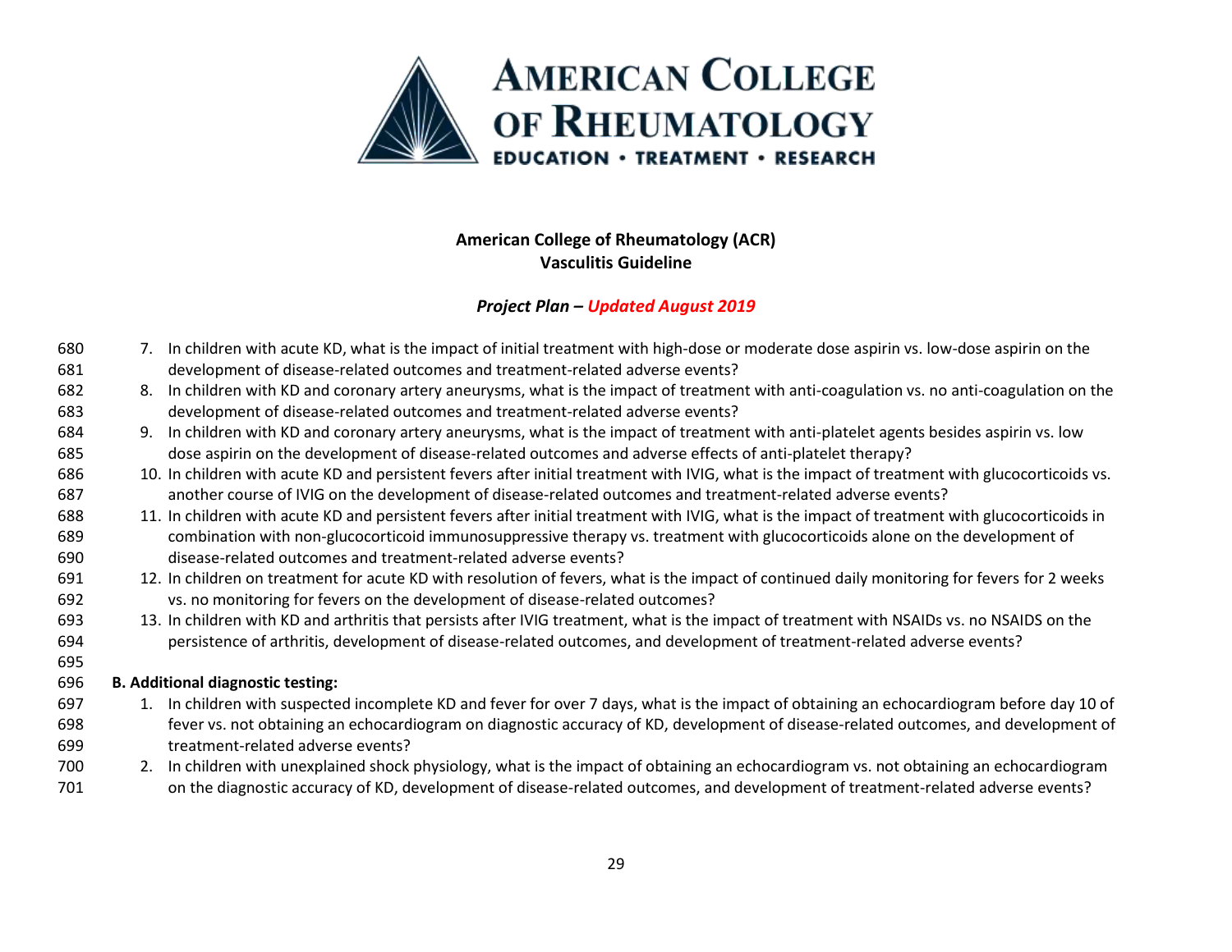7. In children with acute KD, what is the impact of initial treatment with high-dose or moderate dose aspirin vs. low-dose aspirin on the development of disease-related outcomes and treatment-related adverse events?
8. In children with KD and coronary artery aneurysms, what is the impact of treatment with anti-coagulation vs. no anti-coagulation on the development of disease-related outcomes and treatment-related adverse events?
9. In children with KD and coronary artery aneurysms, what is the impact of treatment with anti-platelet agents besides aspirin vs. low dose aspirin on the development of disease-related outcomes and adverse effects of anti-platelet therapy?
10. In children with acute KD and persistent fevers after initial treatment with IVIG, what is the impact of treatment with glucocorticoids vs. another course of IVIG on the development of disease-related outcomes and treatment-related adverse events?
11. In children with acute KD and persistent fevers after initial treatment with IVIG, what is the impact of treatment with glucocorticoids in combination with non-glucocorticoid immunosuppressive therapy vs. treatment with glucocorticoids alone on the development of disease-related outcomes and treatment-related adverse events?
12. In children on treatment for acute KD with resolution of fevers, what is the impact of continued daily monitoring for fevers for 2 weeks vs. no monitoring for fevers on the development of disease-related outcomes?
13. In children with KD and arthritis that persists after IVIG treatment, what is the impact of treatment with NSAIDs vs. no NSAIDS on the persistence of arthritis, development of disease-related outcomes, and development of treatment-related adverse events?

**B. Additional diagnostic testing:**

1. In children with suspected incomplete KD and fever for over 7 days, what is the impact of obtaining an echocardiogram before day 10 of fever vs. not obtaining an echocardiogram on diagnostic accuracy of KD, development of disease-related outcomes, and development of treatment-related adverse events?
2. In children with unexplained shock physiology, what is the impact of obtaining an echocardiogram vs. not obtaining an echocardiogram on the diagnostic accuracy of KD, development of disease-related outcomes, and development of treatment-related adverse events?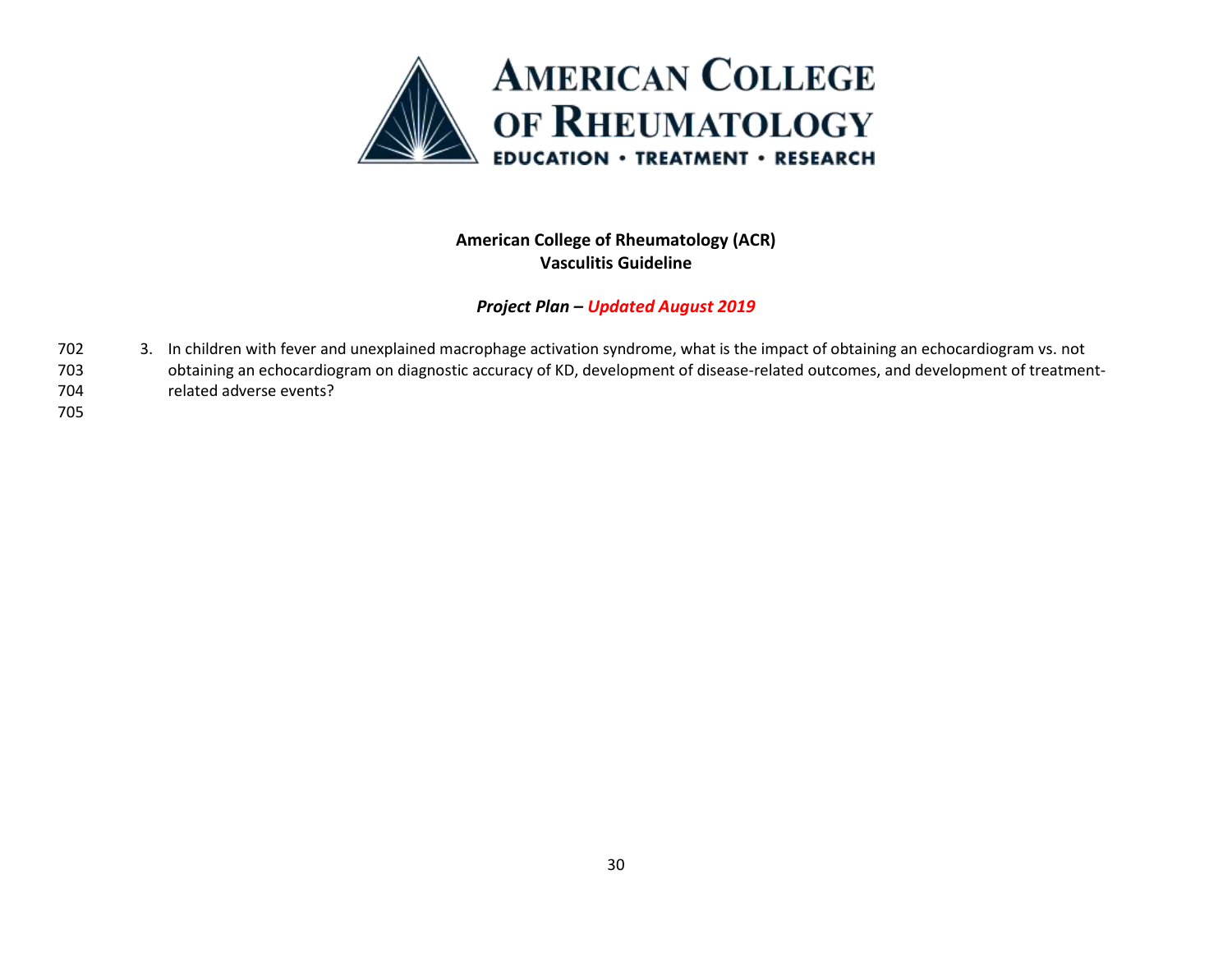3. In children with fever and unexplained macrophage activation syndrome, what is the impact of obtaining an echocardiogram vs. not obtaining an echocardiogram on diagnostic accuracy of KD, development of disease-related outcomes, and development of treatment-related adverse events?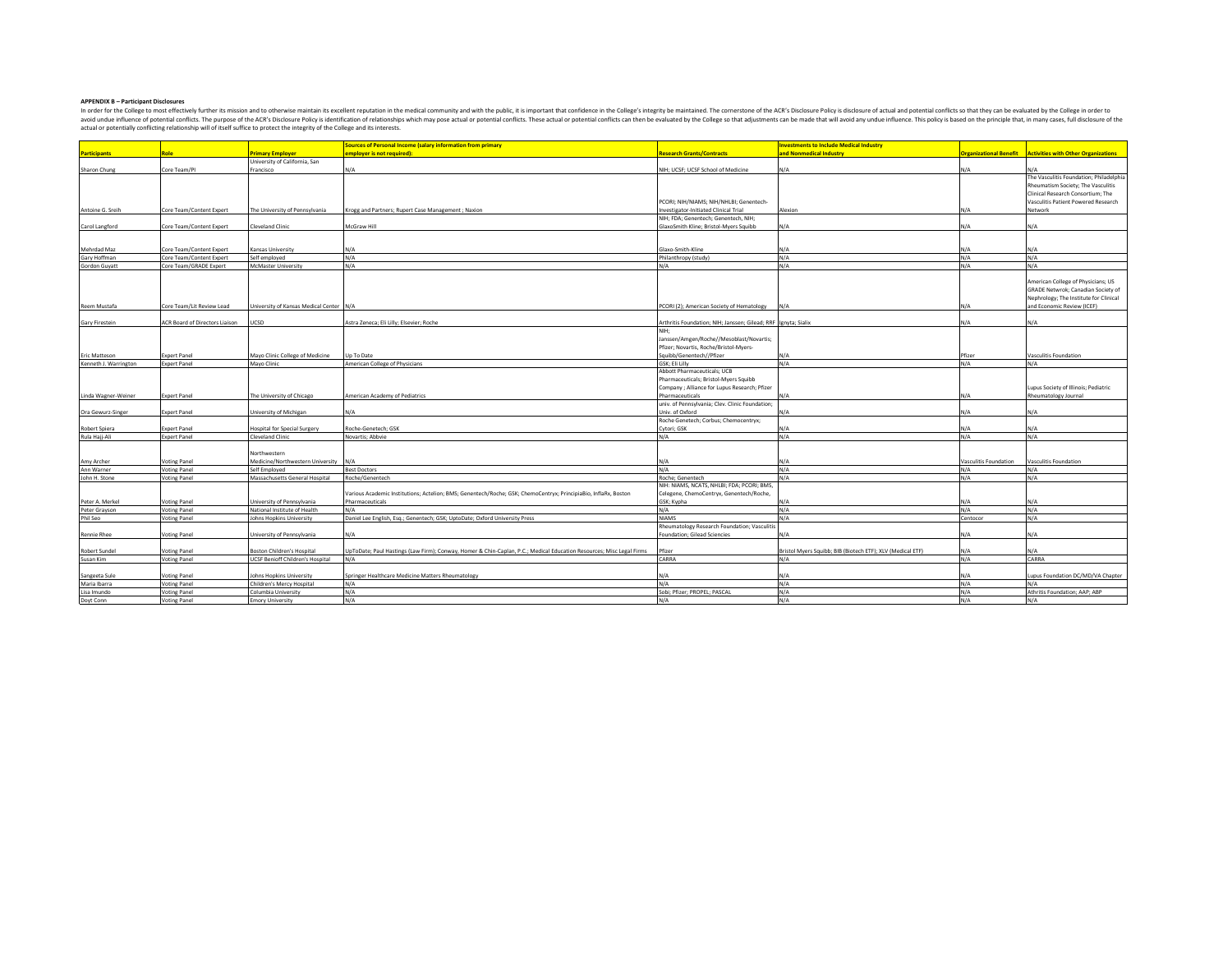**APPENDIX B – Participant Disclosures**

In order for the College to most effectively further its mission and to otherwise maintain its excellent reputation in the medical community and with the public, it is important that confidence in the College's integrity be maintained. The cornerstone of the ACR's Disclosure Policy is disclosure of actual and potential conflicts so that they can be evaluated by the College in order to avoid undue influence of potential conflicts. The purpose of the ACR's Disclosure Policy is identification of relationships which may pose actual or potential conflicts. These actual or potential conflicts can then be evaluated by the College so that adjustments can be made that will avoid any undue influence. This policy is based on the principle that, in many cases, full disclosure of the actual or potentially conflicting relationship will of itself suffice to protect the integrity of the College and its interests.

| Participants | Role | Primary Employer | Sources of Personal Income (salary information from primary employer is not required): | Research Grants/Contracts | Investments to Include Medical Industry and Nonmedical Industry | Organizational Benefit | Activities with Other Organizations |
|---|---|---|---|---|---|---|---|
| Sharon Chung | Core Team/PI | University of California, San Francisco | N/A | NIH; UCSF; UCSF School of Medicine | N/A | N/A | N/A |
| Antoine G. Sreih | Core Team/Content Expert | The University of Pennsylvania | Krogg and Partners; Rupert Case Management ; Naxion | PCORI; NIH/NIAMS; NIH/NHLBI; Genentech-Investigator-Initiated Clinical Trial | Alexion | N/A | The Vasculitis Foundation; Philadelphia Rheumatism Society; The Vasculitis Clinical Research Consortium; The Vasculitis Patient Powered Research Network |
| Carol Langford | Core Team/Content Expert | Cleveland Clinic | McGraw Hill | NIH; FDA; Genentech; Genentech, NIH; GlaxoSmith Kline; Bristol-Myers Squibb | N/A | N/A | N/A |
| Mehrdad Maz | Core Team/Content Expert | Kansas University | N/A | Glaxo-Smith-Kline | N/A | N/A | N/A |
| Gary Hoffman | Core Team/Content Expert | Self employed | N/A | Philanthropy (study) | N/A | N/A | N/A |
| Gordon Guyatt | Core Team/GRADE Expert | McMaster University | N/A | N/A | N/A | N/A | N/A |
| Reem Mustafa | Core Team/Lit Review Lead | University of Kansas Medical Center | N/A | PCORI (2); American Society of Hematology | N/A | N/A | American College of Physicians; US GRADE Netwrok; Canadian Society of Nephrology; The Institute for Clinical and Economic Review (ICEF) |
| Gary Firestein | ACR Board of Directors Liaison | UCSD | Astra Zeneca; Eli Lilly; Elsevier; Roche | Arthritis Foundation; NIH; Janssen; Gilead; RRF | Ignyta; Sialix | N/A | N/A |
| Eric Matteson | Expert Panel | Mayo Clinic College of Medicine | Up To Date | NIH; Janssen/Amgen/Roche//Mesoblast/Novartis; Pfizer; Novartis, Roche/Bristol-Myers-Squibb/Genentech//Pfizer | N/A | Pfizer | Vasculitis Foundation |
| Kenneth J. Warrington | Expert Panel | Mayo Clinic | American College of Physicians | GSK; Eli Lilly | N/A | N/A | N/A |
| Linda Wagner-Weiner | Expert Panel | The University of Chicago | American Academy of Pediatrics | Abbott Pharmaceuticals; UCB Pharmaceuticals; Bristol-Myers Squibb Company ; Alliance for Lupus Research; Pfizer Pharmaceuticals | N/A | N/A | Lupus Society of Illinois; Pediatric Rheumatology Journal |
| Ora Gewurz-Singer | Expert Panel | University of Michigan | N/A | univ. of Pennsylvania; Clev. Clinic Foundation; Univ. of Oxford | N/A | N/A | N/A |
| Robert Spiera | Expert Panel | Hospital for Special Surgery | Roche-Genetech; GSK | Roche Genetech; Corbus; Chemocentryx; Cytori; GSK | N/A | N/A | N/A |
| Rula Hajj-Ali | Expert Panel | Cleveland Clinic | Novartis; Abbvie | N/A | N/A | N/A | N/A |
| Amy Archer | Voting Panel | Northwestern Medicine/Northwestern University | N/A | N/A | N/A | Vasculitis Foundation | Vasculitis Foundation |
| Ann Warner | Voting Panel | Self Employed | Best Doctors | N/A | N/A | N/A | N/A |
| John H. Stone | Voting Panel | Massachusetts General Hospital | Roche/Genentech | Roche; Genentech | N/A | N/A | N/A |
| Peter A. Merkel | Voting Panel | University of Pennsylvania | Various Academic Institutions; Actelion; BMS; Genentech/Roche; GSK; ChemoCentryx; PrincipiaBio, InflaRx, Boston Pharmaceuticals | NIH: NIAMS, NCATS, NHLBI; FDA; PCORI; BMS, Celegene, ChemoCentryx, Genentech/Roche, GSK; Kypha | N/A | N/A | N/A |
| Peter Grayson | Voting Panel | National Institute of Health | N/A | N/A | N/A | N/A | N/A |
| Phil Seo | Voting Panel | Johns Hopkins University | Daniel Lee English, Esq.; Genentech; GSK; UptoDate; Oxford University Press | NIAMS | N/A | Centocor | N/A |
| Rennie Rhee | Voting Panel | University of Pennsylvania | N/A | Rheumatology Research Foundation; Vasculitis Foundation; Gilead Sciencies | N/A | N/A | N/A |
| Robert Sundel | Voting Panel | Boston Children's Hospital | UpToDate; Paul Hastings (Law Firm); Conway, Homer & Chin-Caplan, P.C.; Medical Education Resources; Misc Legal Firms | Pfizer | Bristol Myers Squibb; BIB (Biotech ETF); XLV (Medical ETF) | N/A | N/A |
| Susan Kim | Voting Panel | UCSF Benioff Children's Hospital | N/A | CARRA | N/A | N/A | CARRA |
| Sangeeta Sule | Voting Panel | Johns Hopkins University | Springer Healthcare Medicine Matters Rheumatology | N/A | N/A | N/A | Lupus Foundation DC/MD/VA Chapter |
| Maria Ibarra | Voting Panel | Children's Mercy Hospital | N/A | N/A | N/A | N/A | N/A |
| Lisa Imundo | Voting Panel | Columbia University | N/A | Sobi; Pfizer; PROPEL; PASCAL | N/A | N/A | Athritis Foundation; AAP; ABP |
| Doyt Conn | Voting Panel | Emory University | N/A | N/A | N/A | N/A | N/A |